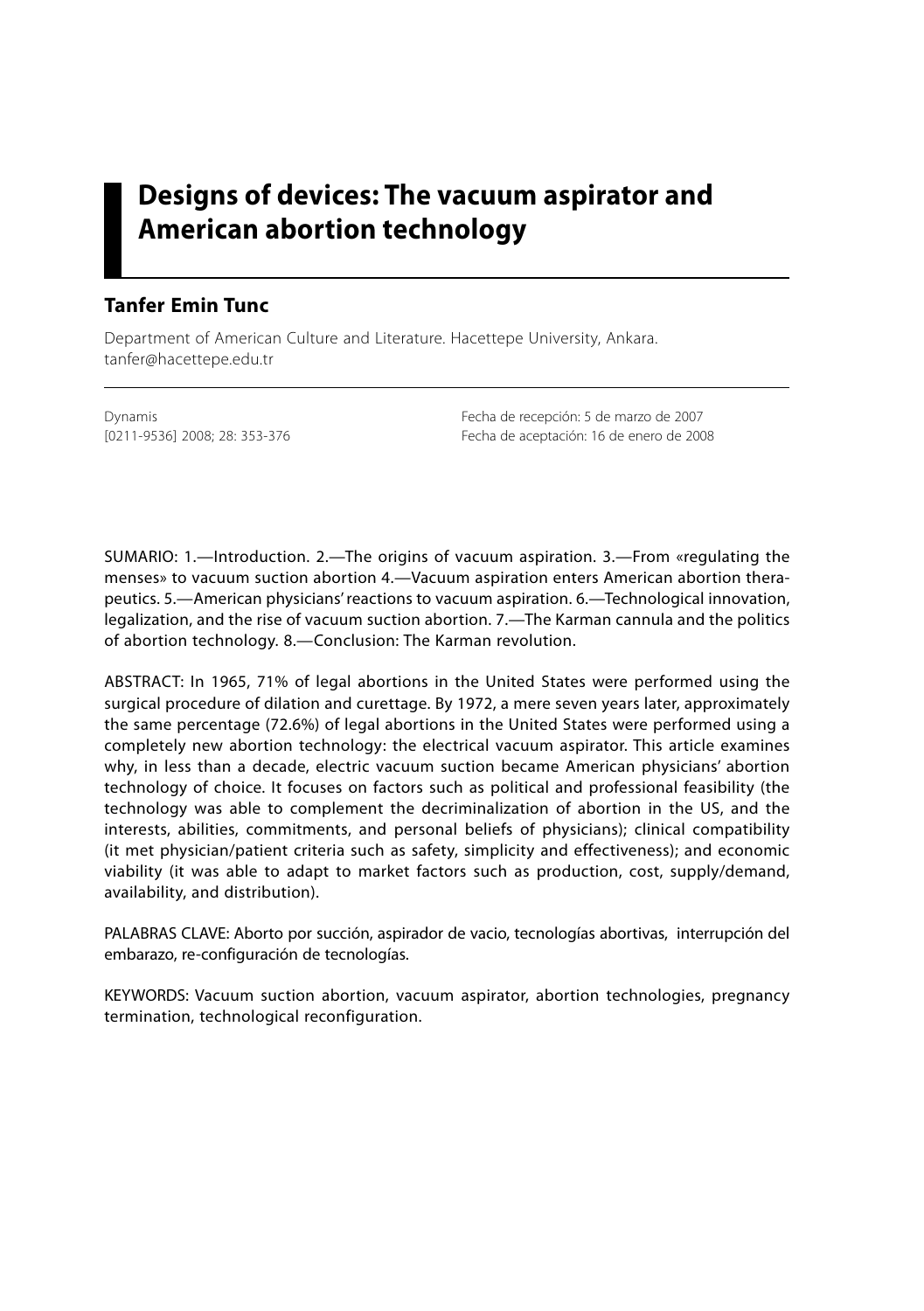# Designs of devices: The vacuum aspirator and American abortion technology

## Tanfer Emin Tunc

Department of American Culture and Literature. Hacettepe University, Ankara.
tanfer@hacettepe.edu.tr

Dynamis
[0211-9536] 2008; 28: 353-376

Fecha de recepción: 5 de marzo de 2007
Fecha de aceptación: 16 de enero de 2008

SUMARIO: 1.—Introduction. 2.—The origins of vacuum aspiration. 3.—From «regulating the menses» to vacuum suction abortion 4.—Vacuum aspiration enters American abortion therapeutics. 5.—American physicians' reactions to vacuum aspiration. 6.—Technological innovation, legalization, and the rise of vacuum suction abortion. 7.—The Karman cannula and the politics of abortion technology. 8.—Conclusion: The Karman revolution.

ABSTRACT: In 1965, 71% of legal abortions in the United States were performed using the surgical procedure of dilation and curettage. By 1972, a mere seven years later, approximately the same percentage (72.6%) of legal abortions in the United States were performed using a completely new abortion technology: the electrical vacuum aspirator. This article examines why, in less than a decade, electric vacuum suction became American physicians' abortion technology of choice. It focuses on factors such as political and professional feasibility (the technology was able to complement the decriminalization of abortion in the US, and the interests, abilities, commitments, and personal beliefs of physicians); clinical compatibility (it met physician/patient criteria such as safety, simplicity and effectiveness); and economic viability (it was able to adapt to market factors such as production, cost, supply/demand, availability, and distribution).

PALABRAS CLAVE: Aborto por succión, aspirador de vacio, tecnologías abortivas, interrupción del embarazo, re-configuración de tecnologías.

KEYWORDS: Vacuum suction abortion, vacuum aspirator, abortion technologies, pregnancy termination, technological reconfiguration.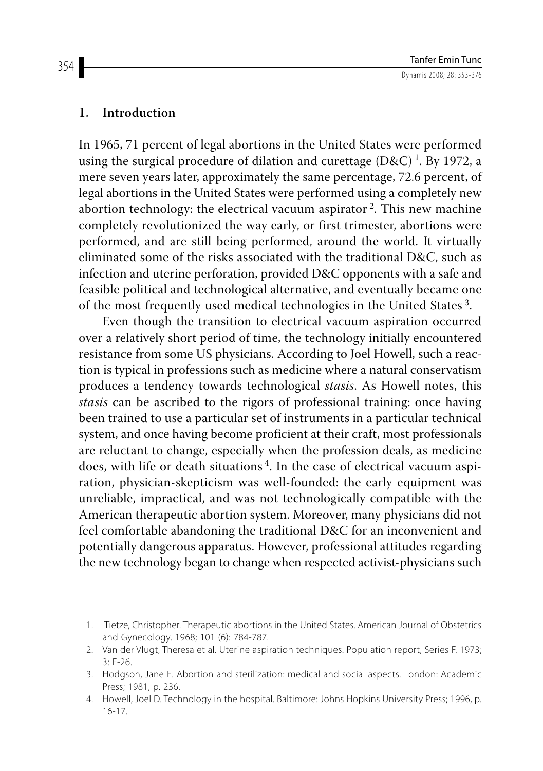## 1. Introduction

In 1965, 71 percent of legal abortions in the United States were performed using the surgical procedure of dilation and curettage (D&C) [1]. By 1972, a mere seven years later, approximately the same percentage, 72.6 percent, of legal abortions in the United States were performed using a completely new abortion technology: the electrical vacuum aspirator [2]. This new machine completely revolutionized the way early, or first trimester, abortions were performed, and are still being performed, around the world. It virtually eliminated some of the risks associated with the traditional D&C, such as infection and uterine perforation, provided D&C opponents with a safe and feasible political and technological alternative, and eventually became one of the most frequently used medical technologies in the United States [3].

Even though the transition to electrical vacuum aspiration occurred over a relatively short period of time, the technology initially encountered resistance from some US physicians. According to Joel Howell, such a reaction is typical in professions such as medicine where a natural conservatism produces a tendency towards technological *stasis*. As Howell notes, this *stasis* can be ascribed to the rigors of professional training: once having been trained to use a particular set of instruments in a particular technical system, and once having become proficient at their craft, most professionals are reluctant to change, especially when the profession deals, as medicine does, with life or death situations [4]. In the case of electrical vacuum aspiration, physician-skepticism was well-founded: the early equipment was unreliable, impractical, and was not technologically compatible with the American therapeutic abortion system. Moreover, many physicians did not feel comfortable abandoning the traditional D&C for an inconvenient and potentially dangerous apparatus. However, professional attitudes regarding the new technology began to change when respected activist-physicians such

---

1. Tietze, Christopher. Therapeutic abortions in the United States. American Journal of Obstetrics and Gynecology. 1968; 101 (6): 784-787.
2. Van der Vlugt, Theresa et al. Uterine aspiration techniques. Population report, Series F. 1973; 3: F-26.
3. Hodgson, Jane E. Abortion and sterilization: medical and social aspects. London: Academic Press; 1981, p. 236.
4. Howell, Joel D. Technology in the hospital. Baltimore: Johns Hopkins University Press; 1996, p. 16-17.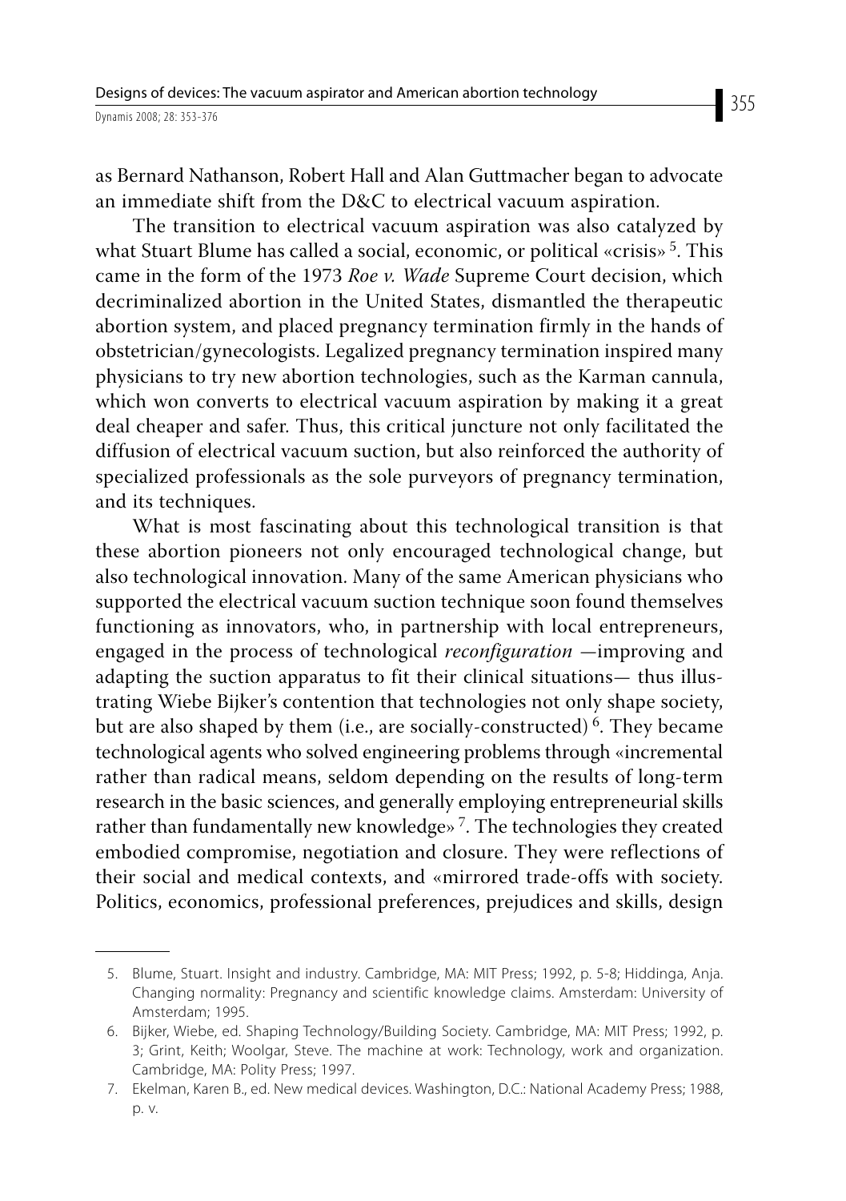as Bernard Nathanson, Robert Hall and Alan Guttmacher began to advocate an immediate shift from the D&C to electrical vacuum aspiration.

The transition to electrical vacuum aspiration was also catalyzed by what Stuart Blume has called a social, economic, or political «crisis» [5]. This came in the form of the 1973 *Roe v. Wade* Supreme Court decision, which decriminalized abortion in the United States, dismantled the therapeutic abortion system, and placed pregnancy termination firmly in the hands of obstetrician/gynecologists. Legalized pregnancy termination inspired many physicians to try new abortion technologies, such as the Karman cannula, which won converts to electrical vacuum aspiration by making it a great deal cheaper and safer. Thus, this critical juncture not only facilitated the diffusion of electrical vacuum suction, but also reinforced the authority of specialized professionals as the sole purveyors of pregnancy termination, and its techniques.

What is most fascinating about this technological transition is that these abortion pioneers not only encouraged technological change, but also technological innovation. Many of the same American physicians who supported the electrical vacuum suction technique soon found themselves functioning as innovators, who, in partnership with local entrepreneurs, engaged in the process of technological *reconfiguration* —improving and adapting the suction apparatus to fit their clinical situations— thus illustrating Wiebe Bijker's contention that technologies not only shape society, but are also shaped by them (i.e., are socially-constructed) [6]. They became technological agents who solved engineering problems through «incremental rather than radical means, seldom depending on the results of long-term research in the basic sciences, and generally employing entrepreneurial skills rather than fundamentally new knowledge» [7]. The technologies they created embodied compromise, negotiation and closure. They were reflections of their social and medical contexts, and «mirrored trade-offs with society. Politics, economics, professional preferences, prejudices and skills, design

---

5. Blume, Stuart. Insight and industry. Cambridge, MA: MIT Press; 1992, p. 5-8; Hiddinga, Anja. Changing normality: Pregnancy and scientific knowledge claims. Amsterdam: University of Amsterdam; 1995.
6. Bijker, Wiebe, ed. Shaping Technology/Building Society. Cambridge, MA: MIT Press; 1992, p. 3; Grint, Keith; Woolgar, Steve. The machine at work: Technology, work and organization. Cambridge, MA: Polity Press; 1997.
7. Ekelman, Karen B., ed. New medical devices. Washington, D.C.: National Academy Press; 1988, p. v.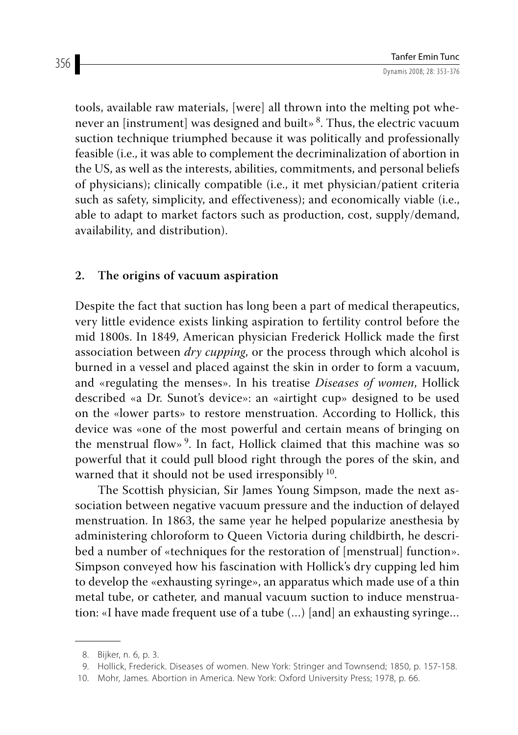tools, available raw materials, [were] all thrown into the melting pot whenever an [instrument] was designed and built» [8]. Thus, the electric vacuum suction technique triumphed because it was politically and professionally feasible (i.e., it was able to complement the decriminalization of abortion in the US, as well as the interests, abilities, commitments, and personal beliefs of physicians); clinically compatible (i.e., it met physician/patient criteria such as safety, simplicity, and effectiveness); and economically viable (i.e., able to adapt to market factors such as production, cost, supply/demand, availability, and distribution).

## 2. The origins of vacuum aspiration

Despite the fact that suction has long been a part of medical therapeutics, very little evidence exists linking aspiration to fertility control before the mid 1800s. In 1849, American physician Frederick Hollick made the first association between *dry cupping*, or the process through which alcohol is burned in a vessel and placed against the skin in order to form a vacuum, and «regulating the menses». In his treatise *Diseases of women*, Hollick described «a Dr. Sunot's device»: an «airtight cup» designed to be used on the «lower parts» to restore menstruation. According to Hollick, this device was «one of the most powerful and certain means of bringing on the menstrual flow» [9]. In fact, Hollick claimed that this machine was so powerful that it could pull blood right through the pores of the skin, and warned that it should not be used irresponsibly [10].

The Scottish physician, Sir James Young Simpson, made the next association between negative vacuum pressure and the induction of delayed menstruation. In 1863, the same year he helped popularize anesthesia by administering chloroform to Queen Victoria during childbirth, he described a number of «techniques for the restoration of [menstrual] function». Simpson conveyed how his fascination with Hollick's dry cupping led him to develop the «exhausting syringe», an apparatus which made use of a thin metal tube, or catheter, and manual vacuum suction to induce menstruation: «I have made frequent use of a tube (...) [and] an exhausting syringe...

---

8. Bijker, n. 6, p. 3.
9. Hollick, Frederick. Diseases of women. New York: Stringer and Townsend; 1850, p. 157-158.
10. Mohr, James. Abortion in America. New York: Oxford University Press; 1978, p. 66.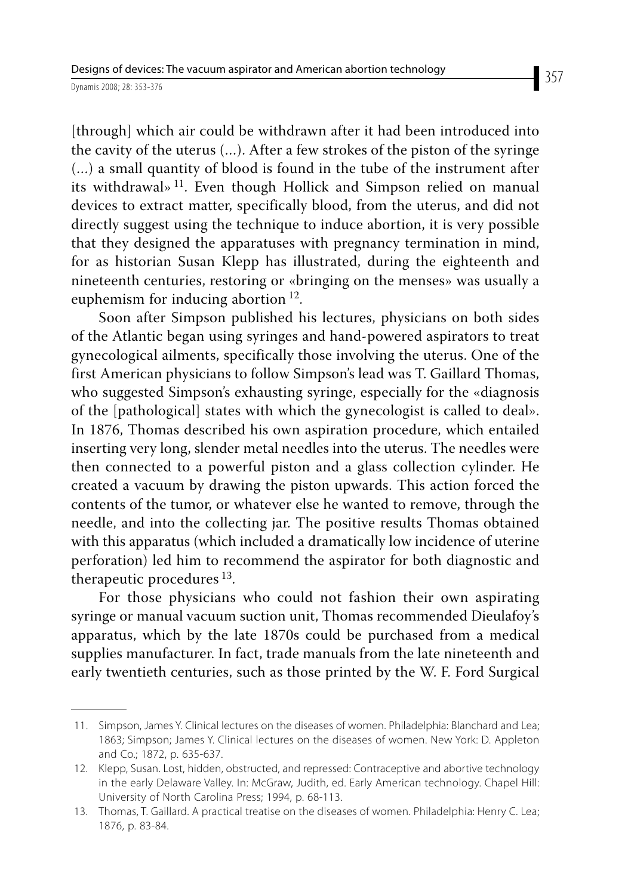[through] which air could be withdrawn after it had been introduced into the cavity of the uterus (...). After a few strokes of the piston of the syringe (...) a small quantity of blood is found in the tube of the instrument after its withdrawal» [11]. Even though Hollick and Simpson relied on manual devices to extract matter, specifically blood, from the uterus, and did not directly suggest using the technique to induce abortion, it is very possible that they designed the apparatuses with pregnancy termination in mind, for as historian Susan Klepp has illustrated, during the eighteenth and nineteenth centuries, restoring or «bringing on the menses» was usually a euphemism for inducing abortion [12].

Soon after Simpson published his lectures, physicians on both sides of the Atlantic began using syringes and hand-powered aspirators to treat gynecological ailments, specifically those involving the uterus. One of the first American physicians to follow Simpson's lead was T. Gaillard Thomas, who suggested Simpson's exhausting syringe, especially for the «diagnosis of the [pathological] states with which the gynecologist is called to deal». In 1876, Thomas described his own aspiration procedure, which entailed inserting very long, slender metal needles into the uterus. The needles were then connected to a powerful piston and a glass collection cylinder. He created a vacuum by drawing the piston upwards. This action forced the contents of the tumor, or whatever else he wanted to remove, through the needle, and into the collecting jar. The positive results Thomas obtained with this apparatus (which included a dramatically low incidence of uterine perforation) led him to recommend the aspirator for both diagnostic and therapeutic procedures [13].

For those physicians who could not fashion their own aspirating syringe or manual vacuum suction unit, Thomas recommended Dieulafoy's apparatus, which by the late 1870s could be purchased from a medical supplies manufacturer. In fact, trade manuals from the late nineteenth and early twentieth centuries, such as those printed by the W. F. Ford Surgical

---

11. Simpson, James Y. Clinical lectures on the diseases of women. Philadelphia: Blanchard and Lea; 1863; Simpson; James Y. Clinical lectures on the diseases of women. New York: D. Appleton and Co.; 1872, p. 635-637.
12. Klepp, Susan. Lost, hidden, obstructed, and repressed: Contraceptive and abortive technology in the early Delaware Valley. In: McGraw, Judith, ed. Early American technology. Chapel Hill: University of North Carolina Press; 1994, p. 68-113.
13. Thomas, T. Gaillard. A practical treatise on the diseases of women. Philadelphia: Henry C. Lea; 1876, p. 83-84.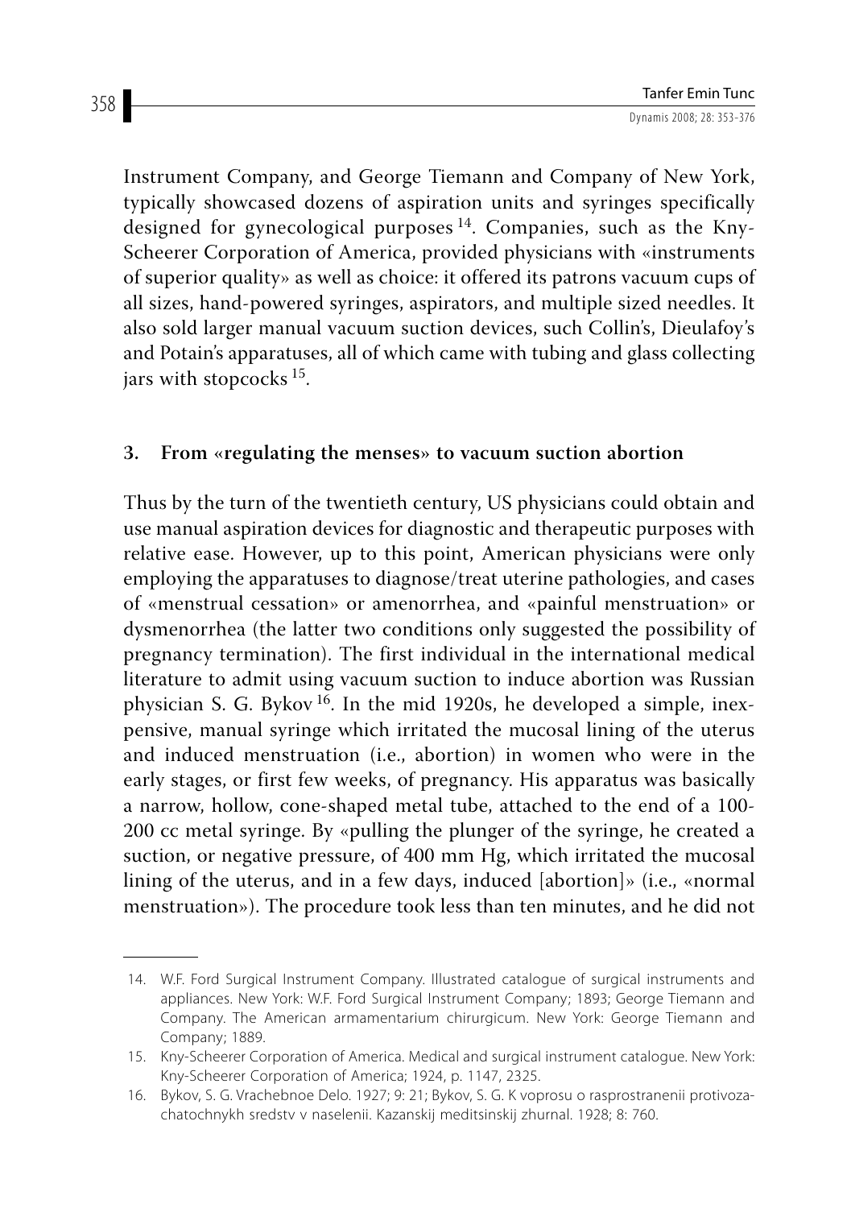Instrument Company, and George Tiemann and Company of New York, typically showcased dozens of aspiration units and syringes specifically designed for gynecological purposes [14]. Companies, such as the Kny-Scheerer Corporation of America, provided physicians with «instruments of superior quality» as well as choice: it offered its patrons vacuum cups of all sizes, hand-powered syringes, aspirators, and multiple sized needles. It also sold larger manual vacuum suction devices, such Collin's, Dieulafoy's and Potain's apparatuses, all of which came with tubing and glass collecting jars with stopcocks [15].

## 3. From «regulating the menses» to vacuum suction abortion

Thus by the turn of the twentieth century, US physicians could obtain and use manual aspiration devices for diagnostic and therapeutic purposes with relative ease. However, up to this point, American physicians were only employing the apparatuses to diagnose/treat uterine pathologies, and cases of «menstrual cessation» or amenorrhea, and «painful menstruation» or dysmenorrhea (the latter two conditions only suggested the possibility of pregnancy termination). The first individual in the international medical literature to admit using vacuum suction to induce abortion was Russian physician S. G. Bykov [16]. In the mid 1920s, he developed a simple, inexpensive, manual syringe which irritated the mucosal lining of the uterus and induced menstruation (i.e., abortion) in women who were in the early stages, or first few weeks, of pregnancy. His apparatus was basically a narrow, hollow, cone-shaped metal tube, attached to the end of a 100-200 cc metal syringe. By «pulling the plunger of the syringe, he created a suction, or negative pressure, of 400 mm Hg, which irritated the mucosal lining of the uterus, and in a few days, induced [abortion]» (i.e., «normal menstruation»). The procedure took less than ten minutes, and he did not

---

14. W.F. Ford Surgical Instrument Company. Illustrated catalogue of surgical instruments and appliances. New York: W.F. Ford Surgical Instrument Company; 1893; George Tiemann and Company. The American armamentarium chirurgicum. New York: George Tiemann and Company; 1889.

15. Kny-Scheerer Corporation of America. Medical and surgical instrument catalogue. New York: Kny-Scheerer Corporation of America; 1924, p. 1147, 2325.

16. Bykov, S. G. Vrachebnoe Delo. 1927; 9: 21; Bykov, S. G. K voprosu o rasprostranenii protivozachatochnykh sredstv v naselenii. Kazanskij meditsinskij zhurnal. 1928; 8: 760.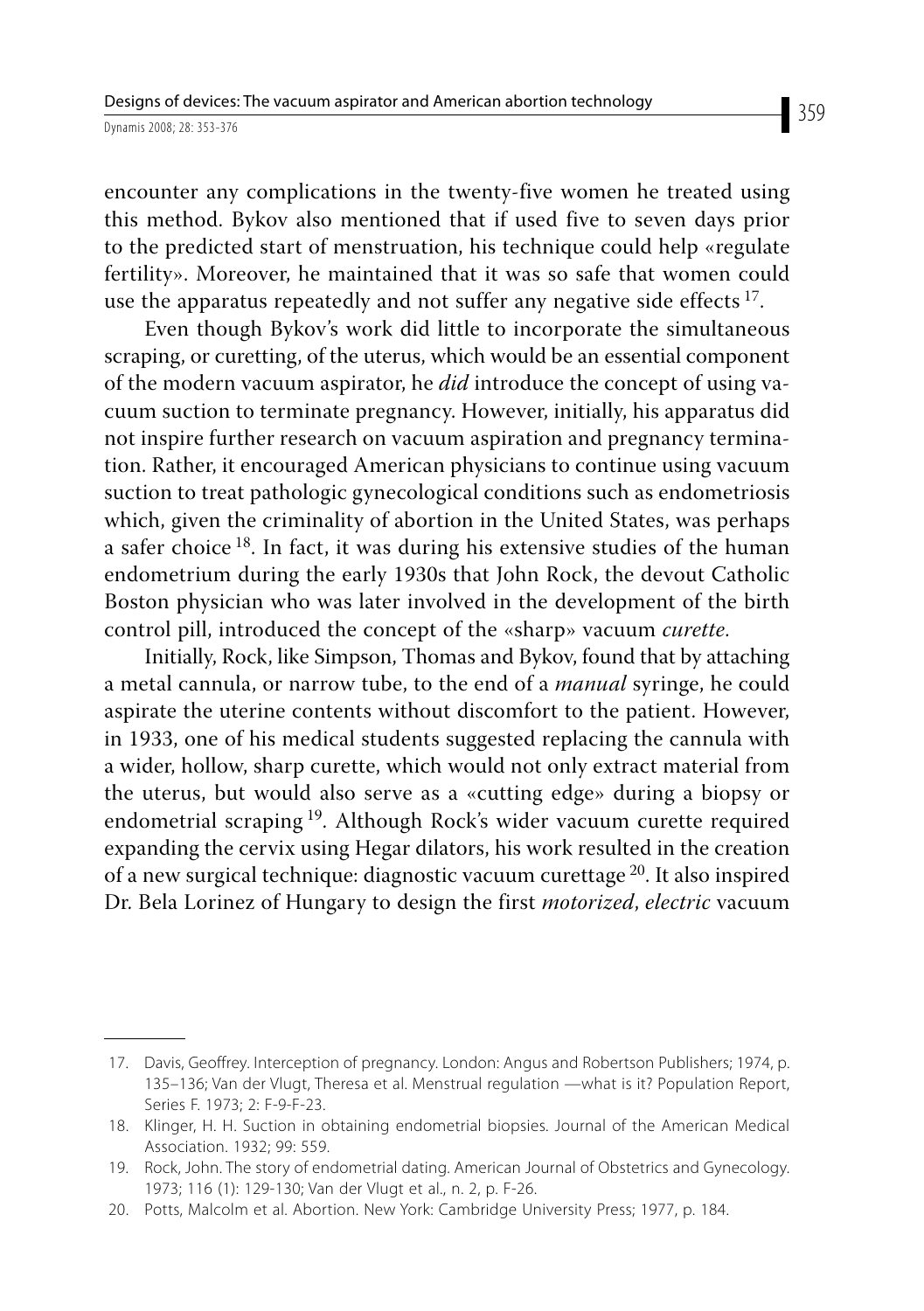encounter any complications in the twenty-five women he treated using this method. Bykov also mentioned that if used five to seven days prior to the predicted start of menstruation, his technique could help «regulate fertility». Moreover, he maintained that it was so safe that women could use the apparatus repeatedly and not suffer any negative side effects [17].

Even though Bykov's work did little to incorporate the simultaneous scraping, or curetting, of the uterus, which would be an essential component of the modern vacuum aspirator, he *did* introduce the concept of using vacuum suction to terminate pregnancy. However, initially, his apparatus did not inspire further research on vacuum aspiration and pregnancy termination. Rather, it encouraged American physicians to continue using vacuum suction to treat pathologic gynecological conditions such as endometriosis which, given the criminality of abortion in the United States, was perhaps a safer choice [18]. In fact, it was during his extensive studies of the human endometrium during the early 1930s that John Rock, the devout Catholic Boston physician who was later involved in the development of the birth control pill, introduced the concept of the «sharp» vacuum *curette.*

Initially, Rock, like Simpson, Thomas and Bykov, found that by attaching a metal cannula, or narrow tube, to the end of a *manual* syringe, he could aspirate the uterine contents without discomfort to the patient. However, in 1933, one of his medical students suggested replacing the cannula with a wider, hollow, sharp curette, which would not only extract material from the uterus, but would also serve as a «cutting edge» during a biopsy or endometrial scraping [19]. Although Rock's wider vacuum curette required expanding the cervix using Hegar dilators, his work resulted in the creation of a new surgical technique: diagnostic vacuum curettage [20]. It also inspired Dr. Bela Lorinez of Hungary to design the first *motorized*, *electric* vacuum

---

17. Davis, Geoffrey. Interception of pregnancy. London: Angus and Robertson Publishers; 1974, p. 135–136; Van der Vlugt, Theresa et al. Menstrual regulation —what is it? Population Report, Series F. 1973; 2: F-9-F-23.
18. Klinger, H. H. Suction in obtaining endometrial biopsies. Journal of the American Medical Association. 1932; 99: 559.
19. Rock, John. The story of endometrial dating. American Journal of Obstetrics and Gynecology. 1973; 116 (1): 129-130; Van der Vlugt et al., n. 2, p. F-26.
20. Potts, Malcolm et al. Abortion. New York: Cambridge University Press; 1977, p. 184.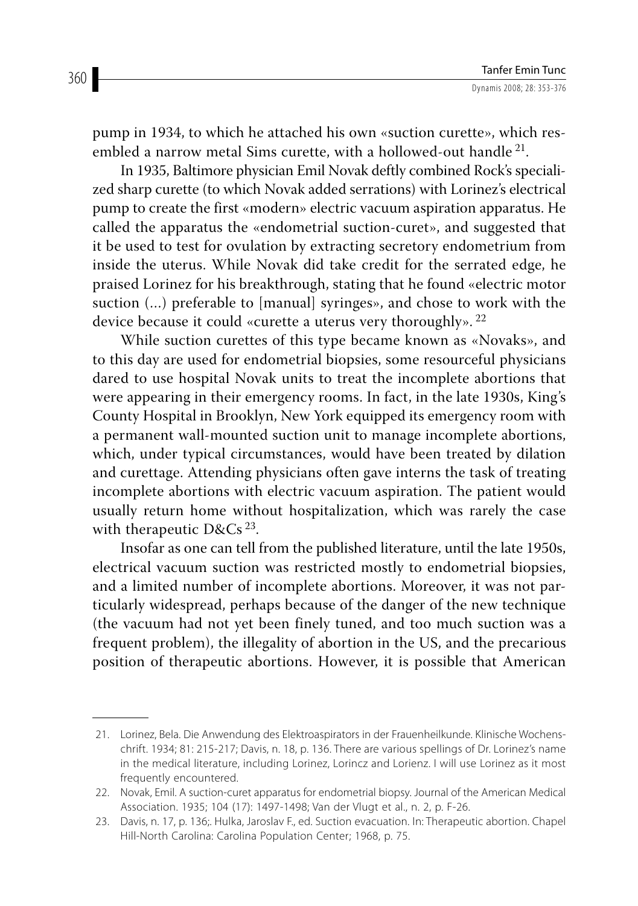pump in 1934, to which he attached his own «suction curette», which resembled a narrow metal Sims curette, with a hollowed-out handle [21].

In 1935, Baltimore physician Emil Novak deftly combined Rock's specialized sharp curette (to which Novak added serrations) with Lorinez's electrical pump to create the first «modern» electric vacuum aspiration apparatus. He called the apparatus the «endometrial suction-curet», and suggested that it be used to test for ovulation by extracting secretory endometrium from inside the uterus. While Novak did take credit for the serrated edge, he praised Lorinez for his breakthrough, stating that he found «electric motor suction (...) preferable to [manual] syringes», and chose to work with the device because it could «curette a uterus very thoroughly». [22]

While suction curettes of this type became known as «Novaks», and to this day are used for endometrial biopsies, some resourceful physicians dared to use hospital Novak units to treat the incomplete abortions that were appearing in their emergency rooms. In fact, in the late 1930s, King's County Hospital in Brooklyn, New York equipped its emergency room with a permanent wall-mounted suction unit to manage incomplete abortions, which, under typical circumstances, would have been treated by dilation and curettage. Attending physicians often gave interns the task of treating incomplete abortions with electric vacuum aspiration. The patient would usually return home without hospitalization, which was rarely the case with therapeutic D&Cs [23].

Insofar as one can tell from the published literature, until the late 1950s, electrical vacuum suction was restricted mostly to endometrial biopsies, and a limited number of incomplete abortions. Moreover, it was not particularly widespread, perhaps because of the danger of the new technique (the vacuum had not yet been finely tuned, and too much suction was a frequent problem), the illegality of abortion in the US, and the precarious position of therapeutic abortions. However, it is possible that American

---

21. Lorinez, Bela. Die Anwendung des Elektroaspirators in der Frauenheilkunde. Klinische Wochenschrift. 1934; 81: 215-217; Davis, n. 18, p. 136. There are various spellings of Dr. Lorinez's name in the medical literature, including Lorinez, Lorincz and Lorienz. I will use Lorinez as it most frequently encountered.
22. Novak, Emil. A suction-curet apparatus for endometrial biopsy. Journal of the American Medical Association. 1935; 104 (17): 1497-1498; Van der Vlugt et al., n. 2, p. F-26.
23. Davis, n. 17, p. 136;. Hulka, Jaroslav F., ed. Suction evacuation. In: Therapeutic abortion. Chapel Hill-North Carolina: Carolina Population Center; 1968, p. 75.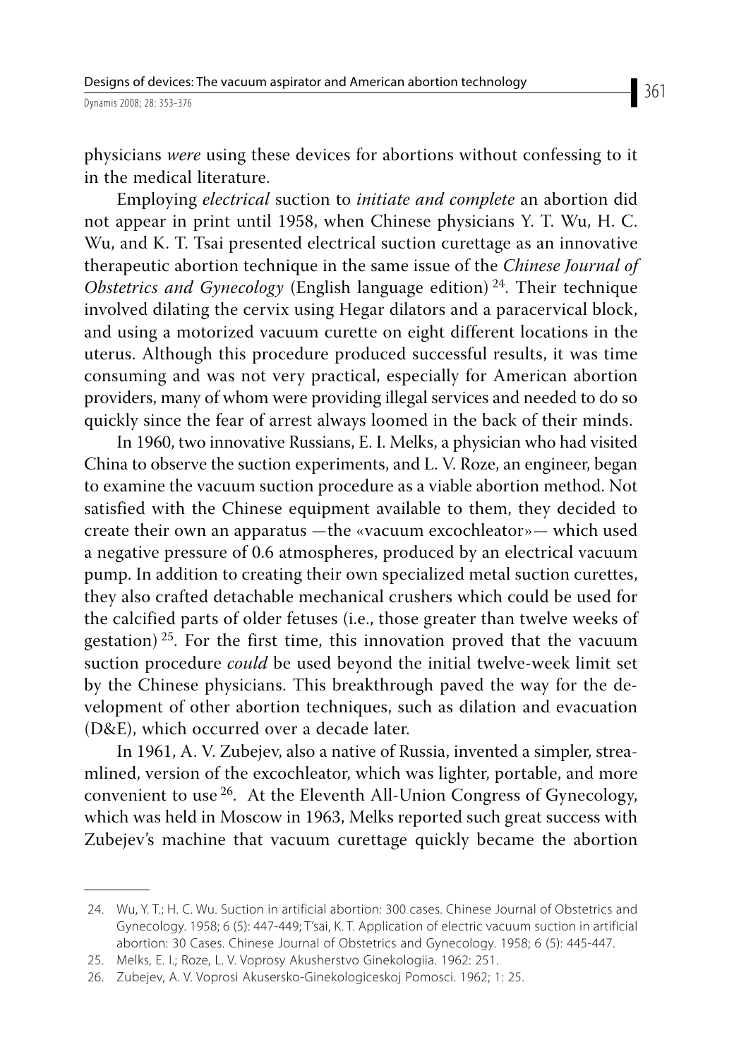physicians *were* using these devices for abortions without confessing to it in the medical literature.

Employing *electrical* suction to *initiate and complete* an abortion did not appear in print until 1958, when Chinese physicians Y. T. Wu, H. C. Wu, and K. T. Tsai presented electrical suction curettage as an innovative therapeutic abortion technique in the same issue of the *Chinese Journal of Obstetrics and Gynecology* (English language edition) [24]. Their technique involved dilating the cervix using Hegar dilators and a paracervical block, and using a motorized vacuum curette on eight different locations in the uterus. Although this procedure produced successful results, it was time consuming and was not very practical, especially for American abortion providers, many of whom were providing illegal services and needed to do so quickly since the fear of arrest always loomed in the back of their minds.

In 1960, two innovative Russians, E. I. Melks, a physician who had visited China to observe the suction experiments, and L. V. Roze, an engineer, began to examine the vacuum suction procedure as a viable abortion method. Not satisfied with the Chinese equipment available to them, they decided to create their own an apparatus —the «vacuum excochleator»— which used a negative pressure of 0.6 atmospheres, produced by an electrical vacuum pump. In addition to creating their own specialized metal suction curettes, they also crafted detachable mechanical crushers which could be used for the calcified parts of older fetuses (i.e., those greater than twelve weeks of gestation) [25]. For the first time, this innovation proved that the vacuum suction procedure *could* be used beyond the initial twelve-week limit set by the Chinese physicians. This breakthrough paved the way for the development of other abortion techniques, such as dilation and evacuation (D&E), which occurred over a decade later.

In 1961, A. V. Zubejev, also a native of Russia, invented a simpler, streamlined, version of the excochleator, which was lighter, portable, and more convenient to use [26]. At the Eleventh All-Union Congress of Gynecology, which was held in Moscow in 1963, Melks reported such great success with Zubejev's machine that vacuum curettage quickly became the abortion

---

24. Wu, Y. T.; H. C. Wu. Suction in artificial abortion: 300 cases. Chinese Journal of Obstetrics and Gynecology. 1958; 6 (5): 447-449; T'sai, K. T. Application of electric vacuum suction in artificial abortion: 30 Cases. Chinese Journal of Obstetrics and Gynecology. 1958; 6 (5): 445-447.
25. Melks, E. I.; Roze, L. V. Voprosy Akusherstvo Ginekologiia. 1962: 251.
26. Zubejev, A. V. Voprosi Akusersko-Ginekologiceskoj Pomosci. 1962; 1: 25.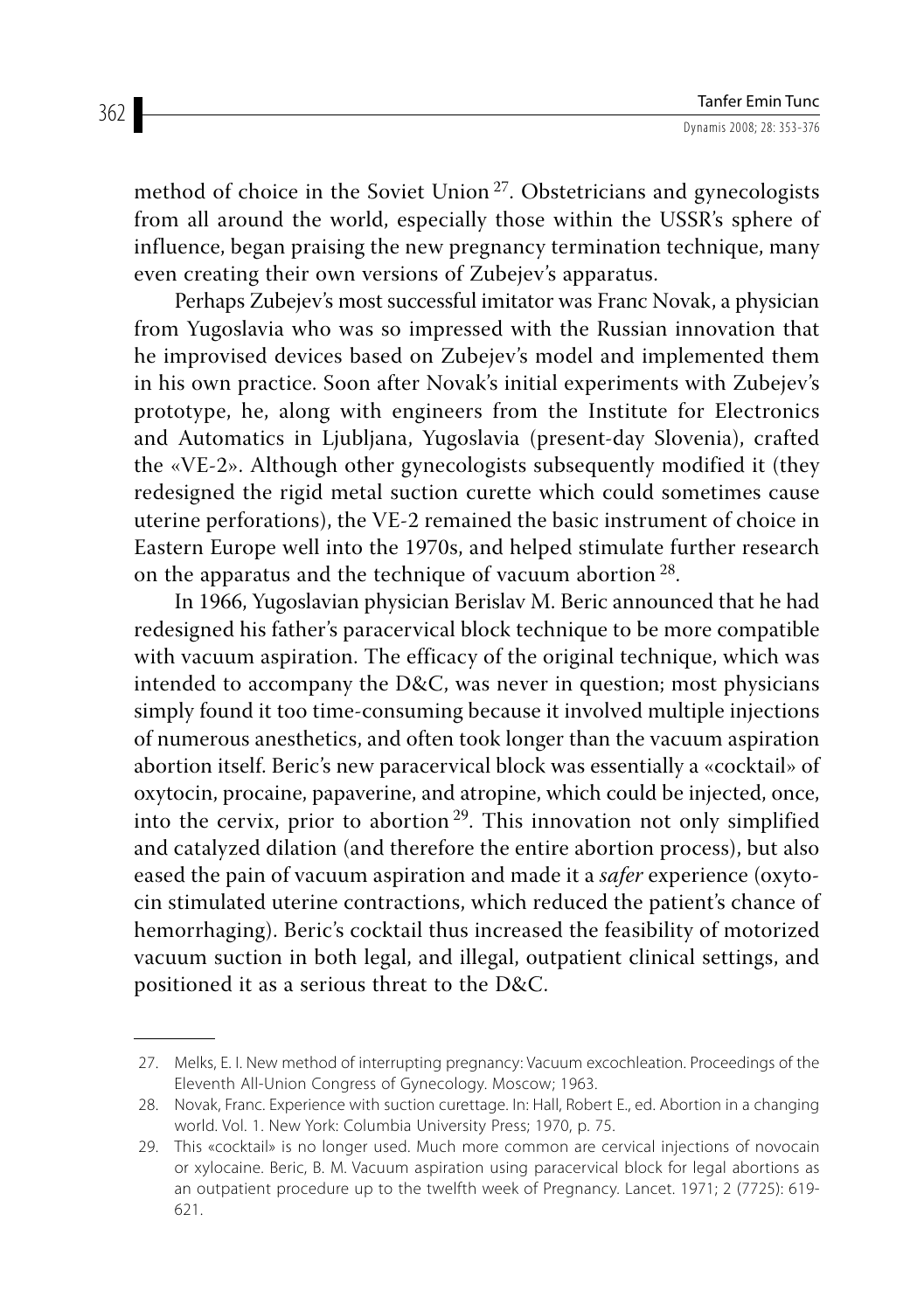method of choice in the Soviet Union [27]. Obstetricians and gynecologists from all around the world, especially those within the USSR's sphere of influence, began praising the new pregnancy termination technique, many even creating their own versions of Zubejev's apparatus.

Perhaps Zubejev's most successful imitator was Franc Novak, a physician from Yugoslavia who was so impressed with the Russian innovation that he improvised devices based on Zubejev's model and implemented them in his own practice. Soon after Novak's initial experiments with Zubejev's prototype, he, along with engineers from the Institute for Electronics and Automatics in Ljubljana, Yugoslavia (present-day Slovenia), crafted the «VE-2». Although other gynecologists subsequently modified it (they redesigned the rigid metal suction curette which could sometimes cause uterine perforations), the VE-2 remained the basic instrument of choice in Eastern Europe well into the 1970s, and helped stimulate further research on the apparatus and the technique of vacuum abortion [28].

In 1966, Yugoslavian physician Berislav M. Beric announced that he had redesigned his father's paracervical block technique to be more compatible with vacuum aspiration. The efficacy of the original technique, which was intended to accompany the D&C, was never in question; most physicians simply found it too time-consuming because it involved multiple injections of numerous anesthetics, and often took longer than the vacuum aspiration abortion itself. Beric's new paracervical block was essentially a «cocktail» of oxytocin, procaine, papaverine, and atropine, which could be injected, once, into the cervix, prior to abortion [29]. This innovation not only simplified and catalyzed dilation (and therefore the entire abortion process), but also eased the pain of vacuum aspiration and made it a *safer* experience (oxytocin stimulated uterine contractions, which reduced the patient's chance of hemorrhaging). Beric's cocktail thus increased the feasibility of motorized vacuum suction in both legal, and illegal, outpatient clinical settings, and positioned it as a serious threat to the D&C.

---

27. Melks, E. I. New method of interrupting pregnancy: Vacuum excochleation. Proceedings of the Eleventh All-Union Congress of Gynecology. Moscow; 1963.
28. Novak, Franc. Experience with suction curettage. In: Hall, Robert E., ed. Abortion in a changing world. Vol. 1. New York: Columbia University Press; 1970, p. 75.
29. This «cocktail» is no longer used. Much more common are cervical injections of novocain or xylocaine. Beric, B. M. Vacuum aspiration using paracervical block for legal abortions as an outpatient procedure up to the twelfth week of Pregnancy. Lancet. 1971; 2 (7725): 619-621.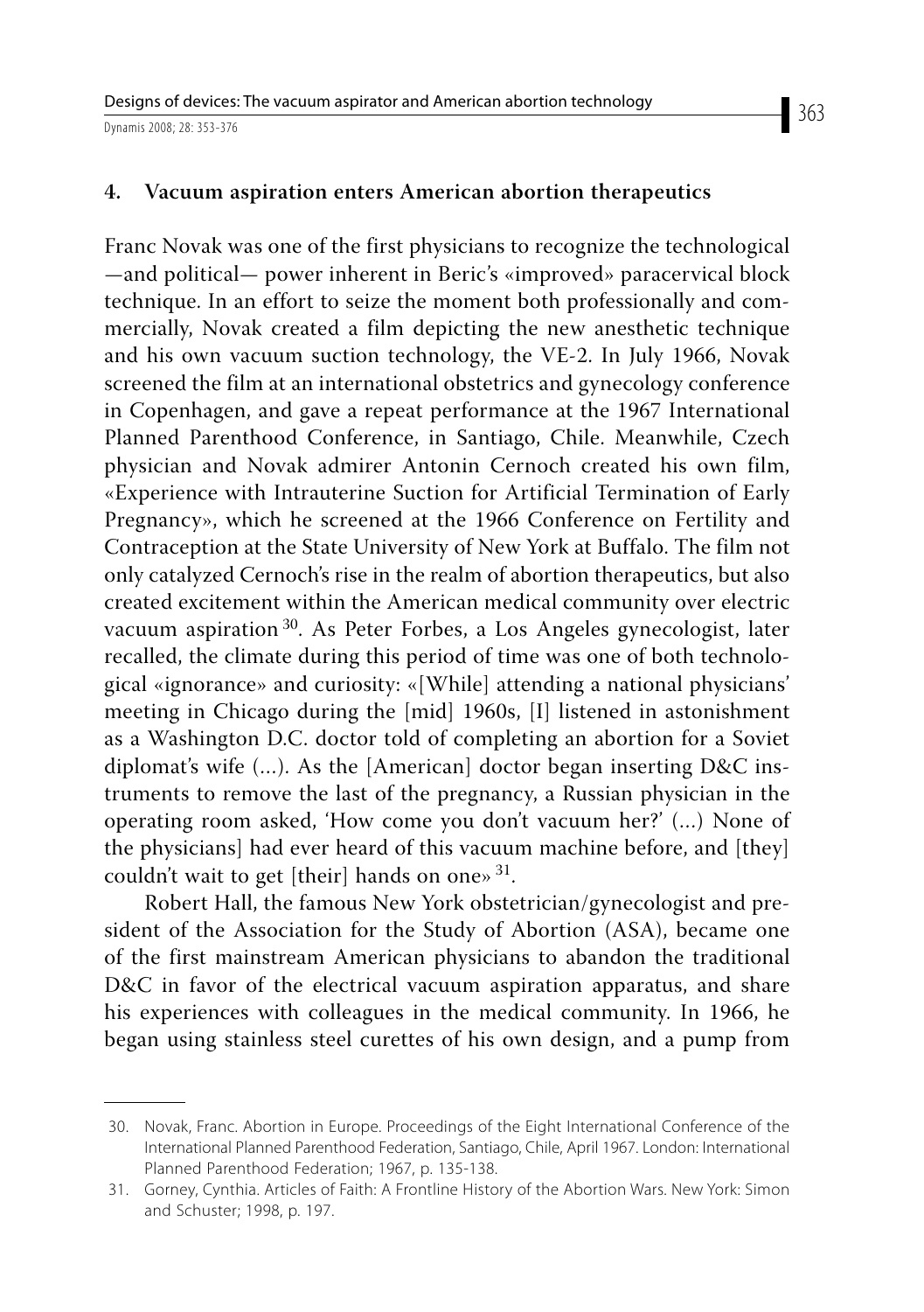## 4. Vacuum aspiration enters American abortion therapeutics

Franc Novak was one of the first physicians to recognize the technological —and political— power inherent in Beric's «improved» paracervical block technique. In an effort to seize the moment both professionally and commercially, Novak created a film depicting the new anesthetic technique and his own vacuum suction technology, the VE-2. In July 1966, Novak screened the film at an international obstetrics and gynecology conference in Copenhagen, and gave a repeat performance at the 1967 International Planned Parenthood Conference, in Santiago, Chile. Meanwhile, Czech physician and Novak admirer Antonin Cernoch created his own film, «Experience with Intrauterine Suction for Artificial Termination of Early Pregnancy», which he screened at the 1966 Conference on Fertility and Contraception at the State University of New York at Buffalo. The film not only catalyzed Cernoch's rise in the realm of abortion therapeutics, but also created excitement within the American medical community over electric vacuum aspiration [30]. As Peter Forbes, a Los Angeles gynecologist, later recalled, the climate during this period of time was one of both technological «ignorance» and curiosity: «[While] attending a national physicians' meeting in Chicago during the [mid] 1960s, [I] listened in astonishment as a Washington D.C. doctor told of completing an abortion for a Soviet diplomat's wife (...). As the [American] doctor began inserting D&C instruments to remove the last of the pregnancy, a Russian physician in the operating room asked, 'How come you don't vacuum her?' (...) None of the physicians] had ever heard of this vacuum machine before, and [they] couldn't wait to get [their] hands on one» [31].

Robert Hall, the famous New York obstetrician/gynecologist and president of the Association for the Study of Abortion (ASA), became one of the first mainstream American physicians to abandon the traditional D&C in favor of the electrical vacuum aspiration apparatus, and share his experiences with colleagues in the medical community. In 1966, he began using stainless steel curettes of his own design, and a pump from

---

30. Novak, Franc. Abortion in Europe. Proceedings of the Eight International Conference of the International Planned Parenthood Federation, Santiago, Chile, April 1967. London: International Planned Parenthood Federation; 1967, p. 135-138.

31. Gorney, Cynthia. Articles of Faith: A Frontline History of the Abortion Wars. New York: Simon and Schuster; 1998, p. 197.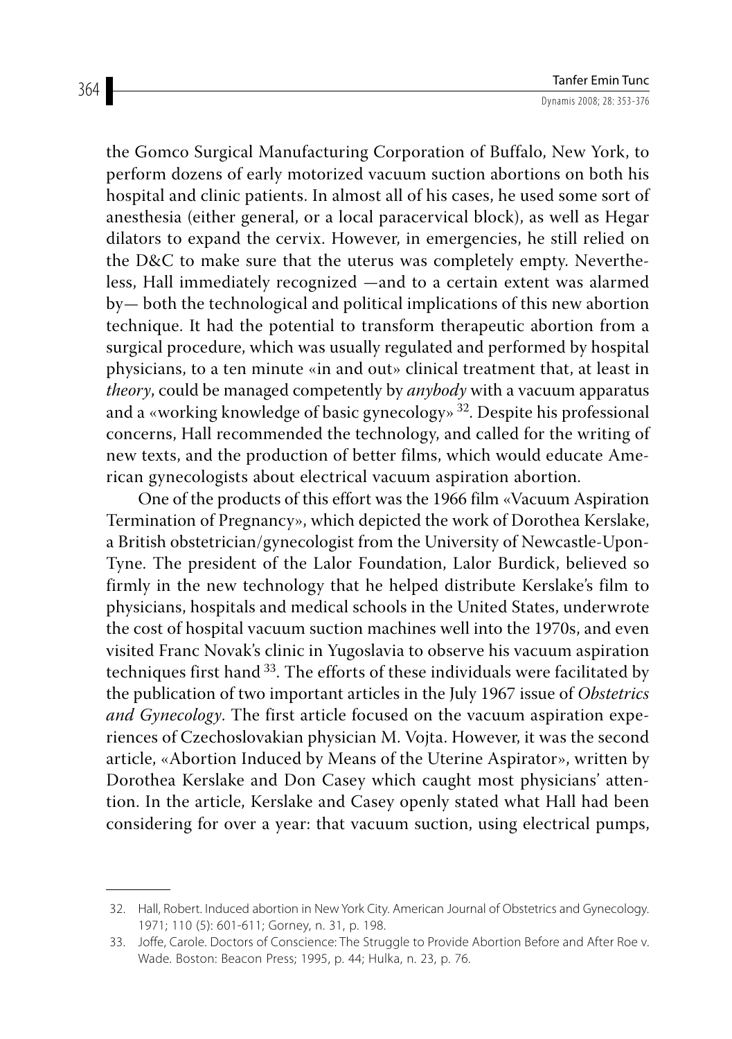the Gomco Surgical Manufacturing Corporation of Buffalo, New York, to perform dozens of early motorized vacuum suction abortions on both his hospital and clinic patients. In almost all of his cases, he used some sort of anesthesia (either general, or a local paracervical block), as well as Hegar dilators to expand the cervix. However, in emergencies, he still relied on the D&C to make sure that the uterus was completely empty. Nevertheless, Hall immediately recognized —and to a certain extent was alarmed by— both the technological and political implications of this new abortion technique. It had the potential to transform therapeutic abortion from a surgical procedure, which was usually regulated and performed by hospital physicians, to a ten minute «in and out» clinical treatment that, at least in *theory*, could be managed competently by *anybody* with a vacuum apparatus and a «working knowledge of basic gynecology» [32]. Despite his professional concerns, Hall recommended the technology, and called for the writing of new texts, and the production of better films, which would educate American gynecologists about electrical vacuum aspiration abortion.

One of the products of this effort was the 1966 film «Vacuum Aspiration Termination of Pregnancy», which depicted the work of Dorothea Kerslake, a British obstetrician/gynecologist from the University of Newcastle-Upon-Tyne. The president of the Lalor Foundation, Lalor Burdick, believed so firmly in the new technology that he helped distribute Kerslake's film to physicians, hospitals and medical schools in the United States, underwrote the cost of hospital vacuum suction machines well into the 1970s, and even visited Franc Novak's clinic in Yugoslavia to observe his vacuum aspiration techniques first hand [33]. The efforts of these individuals were facilitated by the publication of two important articles in the July 1967 issue of *Obstetrics and Gynecology*. The first article focused on the vacuum aspiration experiences of Czechoslovakian physician M. Vojta. However, it was the second article, «Abortion Induced by Means of the Uterine Aspirator», written by Dorothea Kerslake and Don Casey which caught most physicians' attention. In the article, Kerslake and Casey openly stated what Hall had been considering for over a year: that vacuum suction, using electrical pumps,

---

32. Hall, Robert. Induced abortion in New York City. American Journal of Obstetrics and Gynecology. 1971; 110 (5): 601-611; Gorney, n. 31, p. 198.

33. Joffe, Carole. Doctors of Conscience: The Struggle to Provide Abortion Before and After Roe v. Wade. Boston: Beacon Press; 1995, p. 44; Hulka, n. 23, p. 76.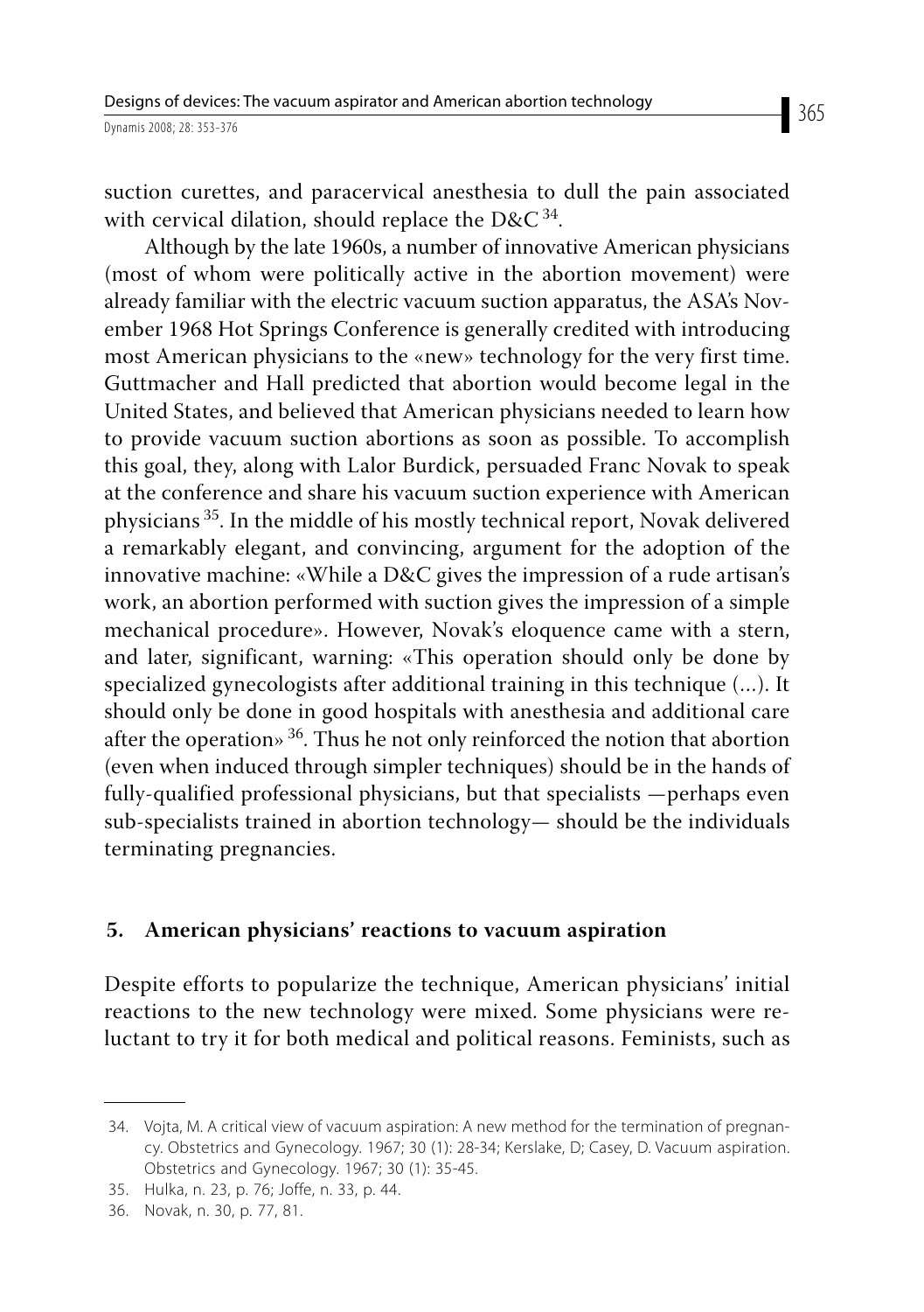suction curettes, and paracervical anesthesia to dull the pain associated with cervical dilation, should replace the D&C [34].

Although by the late 1960s, a number of innovative American physicians (most of whom were politically active in the abortion movement) were already familiar with the electric vacuum suction apparatus, the ASA's November 1968 Hot Springs Conference is generally credited with introducing most American physicians to the «new» technology for the very first time. Guttmacher and Hall predicted that abortion would become legal in the United States, and believed that American physicians needed to learn how to provide vacuum suction abortions as soon as possible. To accomplish this goal, they, along with Lalor Burdick, persuaded Franc Novak to speak at the conference and share his vacuum suction experience with American physicians [35]. In the middle of his mostly technical report, Novak delivered a remarkably elegant, and convincing, argument for the adoption of the innovative machine: «While a D&C gives the impression of a rude artisan's work, an abortion performed with suction gives the impression of a simple mechanical procedure». However, Novak's eloquence came with a stern, and later, significant, warning: «This operation should only be done by specialized gynecologists after additional training in this technique (...). It should only be done in good hospitals with anesthesia and additional care after the operation» [36]. Thus he not only reinforced the notion that abortion (even when induced through simpler techniques) should be in the hands of fully-qualified professional physicians, but that specialists —perhaps even sub-specialists trained in abortion technology— should be the individuals terminating pregnancies.

## 5. American physicians' reactions to vacuum aspiration

Despite efforts to popularize the technique, American physicians' initial reactions to the new technology were mixed. Some physicians were reluctant to try it for both medical and political reasons. Feminists, such as

---

34. Vojta, M. A critical view of vacuum aspiration: A new method for the termination of pregnancy. Obstetrics and Gynecology. 1967; 30 (1): 28-34; Kerslake, D; Casey, D. Vacuum aspiration. Obstetrics and Gynecology. 1967; 30 (1): 35-45.
35. Hulka, n. 23, p. 76; Joffe, n. 33, p. 44.
36. Novak, n. 30, p. 77, 81.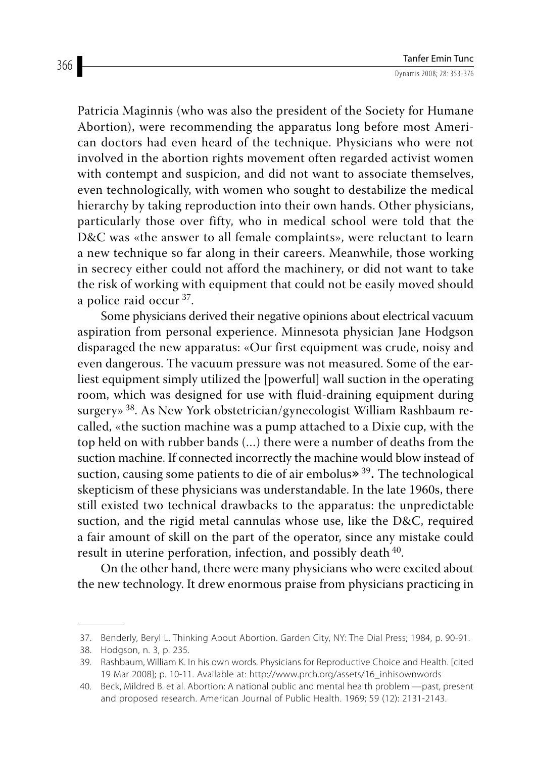Patricia Maginnis (who was also the president of the Society for Humane Abortion), were recommending the apparatus long before most American doctors had even heard of the technique. Physicians who were not involved in the abortion rights movement often regarded activist women with contempt and suspicion, and did not want to associate themselves, even technologically, with women who sought to destabilize the medical hierarchy by taking reproduction into their own hands. Other physicians, particularly those over fifty, who in medical school were told that the D&C was «the answer to all female complaints», were reluctant to learn a new technique so far along in their careers. Meanwhile, those working in secrecy either could not afford the machinery, or did not want to take the risk of working with equipment that could not be easily moved should a police raid occur [37].

Some physicians derived their negative opinions about electrical vacuum aspiration from personal experience. Minnesota physician Jane Hodgson disparaged the new apparatus: «Our first equipment was crude, noisy and even dangerous. The vacuum pressure was not measured. Some of the earliest equipment simply utilized the [powerful] wall suction in the operating room, which was designed for use with fluid-draining equipment during surgery» [38]. As New York obstetrician/gynecologist William Rashbaum recalled, «the suction machine was a pump attached to a Dixie cup, with the top held on with rubber bands (...) there were a number of deaths from the suction machine. If connected incorrectly the machine would blow instead of suction, causing some patients to die of air embolus» [39]. The technological skepticism of these physicians was understandable. In the late 1960s, there still existed two technical drawbacks to the apparatus: the unpredictable suction, and the rigid metal cannulas whose use, like the D&C, required a fair amount of skill on the part of the operator, since any mistake could result in uterine perforation, infection, and possibly death [40].

On the other hand, there were many physicians who were excited about the new technology. It drew enormous praise from physicians practicing in

---

37. Benderly, Beryl L. Thinking About Abortion. Garden City, NY: The Dial Press; 1984, p. 90-91.
38. Hodgson, n. 3, p. 235.
39. Rashbaum, William K. In his own words. Physicians for Reproductive Choice and Health. [cited 19 Mar 2008]; p. 10-11. Available at: http://www.prch.org/assets/16_inhisownwords
40. Beck, Mildred B. et al. Abortion: A national public and mental health problem —past, present and proposed research. American Journal of Public Health. 1969; 59 (12): 2131-2143.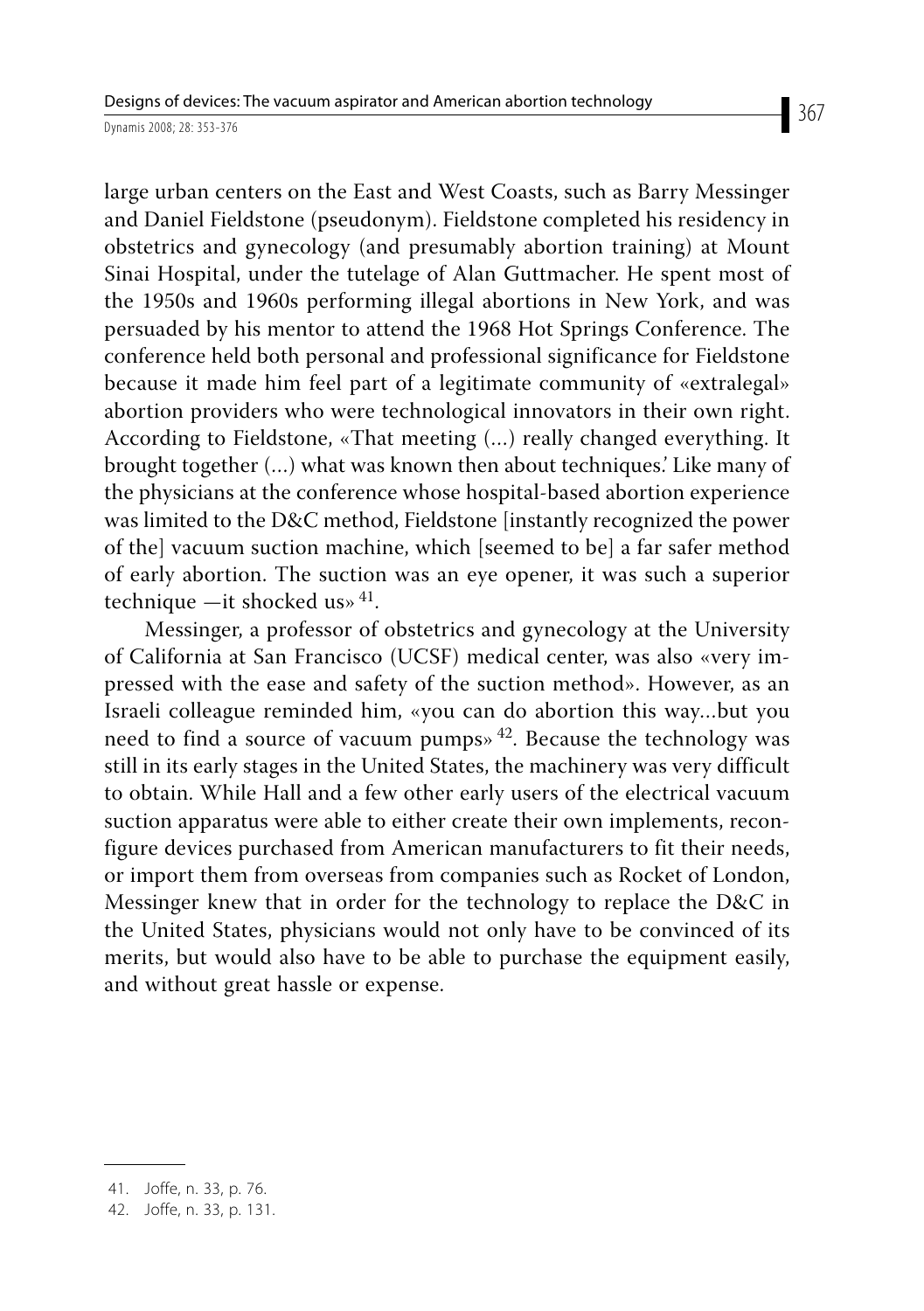large urban centers on the East and West Coasts, such as Barry Messinger and Daniel Fieldstone (pseudonym). Fieldstone completed his residency in obstetrics and gynecology (and presumably abortion training) at Mount Sinai Hospital, under the tutelage of Alan Guttmacher. He spent most of the 1950s and 1960s performing illegal abortions in New York, and was persuaded by his mentor to attend the 1968 Hot Springs Conference. The conference held both personal and professional significance for Fieldstone because it made him feel part of a legitimate community of «extralegal» abortion providers who were technological innovators in their own right. According to Fieldstone, «That meeting (...) really changed everything. It brought together (...) what was known then about techniques.' Like many of the physicians at the conference whose hospital-based abortion experience was limited to the D&C method, Fieldstone [instantly recognized the power of the] vacuum suction machine, which [seemed to be] a far safer method of early abortion. The suction was an eye opener, it was such a superior technique —it shocked us» [41].

Messinger, a professor of obstetrics and gynecology at the University of California at San Francisco (UCSF) medical center, was also «very impressed with the ease and safety of the suction method». However, as an Israeli colleague reminded him, «you can do abortion this way...but you need to find a source of vacuum pumps» [42]. Because the technology was still in its early stages in the United States, the machinery was very difficult to obtain. While Hall and a few other early users of the electrical vacuum suction apparatus were able to either create their own implements, reconfigure devices purchased from American manufacturers to fit their needs, or import them from overseas from companies such as Rocket of London, Messinger knew that in order for the technology to replace the D&C in the United States, physicians would not only have to be convinced of its merits, but would also have to be able to purchase the equipment easily, and without great hassle or expense.

---

41. Joffe, n. 33, p. 76.
42. Joffe, n. 33, p. 131.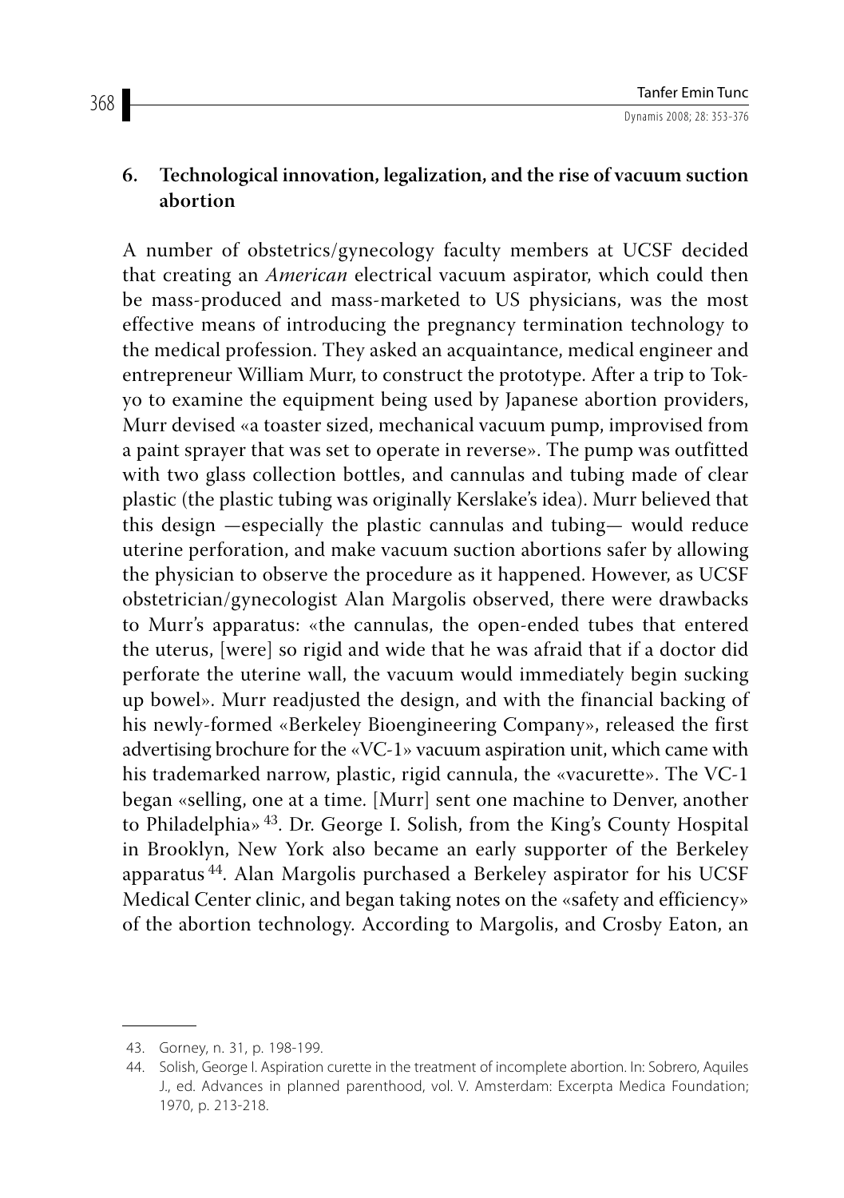## 6. Technological innovation, legalization, and the rise of vacuum suction abortion

A number of obstetrics/gynecology faculty members at UCSF decided that creating an *American* electrical vacuum aspirator, which could then be mass-produced and mass-marketed to US physicians, was the most effective means of introducing the pregnancy termination technology to the medical profession. They asked an acquaintance, medical engineer and entrepreneur William Murr, to construct the prototype. After a trip to Tokyo to examine the equipment being used by Japanese abortion providers, Murr devised «a toaster sized, mechanical vacuum pump, improvised from a paint sprayer that was set to operate in reverse». The pump was outfitted with two glass collection bottles, and cannulas and tubing made of clear plastic (the plastic tubing was originally Kerslake's idea). Murr believed that this design —especially the plastic cannulas and tubing— would reduce uterine perforation, and make vacuum suction abortions safer by allowing the physician to observe the procedure as it happened. However, as UCSF obstetrician/gynecologist Alan Margolis observed, there were drawbacks to Murr's apparatus: «the cannulas, the open-ended tubes that entered the uterus, [were] so rigid and wide that he was afraid that if a doctor did perforate the uterine wall, the vacuum would immediately begin sucking up bowel». Murr readjusted the design, and with the financial backing of his newly-formed «Berkeley Bioengineering Company», released the first advertising brochure for the «VC-1» vacuum aspiration unit, which came with his trademarked narrow, plastic, rigid cannula, the «vacurette». The VC-1 began «selling, one at a time. [Murr] sent one machine to Denver, another to Philadelphia» [43]. Dr. George I. Solish, from the King's County Hospital in Brooklyn, New York also became an early supporter of the Berkeley apparatus [44]. Alan Margolis purchased a Berkeley aspirator for his UCSF Medical Center clinic, and began taking notes on the «safety and efficiency» of the abortion technology. According to Margolis, and Crosby Eaton, an

---

43. Gorney, n. 31, p. 198-199.

44. Solish, George I. Aspiration curette in the treatment of incomplete abortion. In: Sobrero, Aquiles J., ed. Advances in planned parenthood, vol. V. Amsterdam: Excerpta Medica Foundation; 1970, p. 213-218.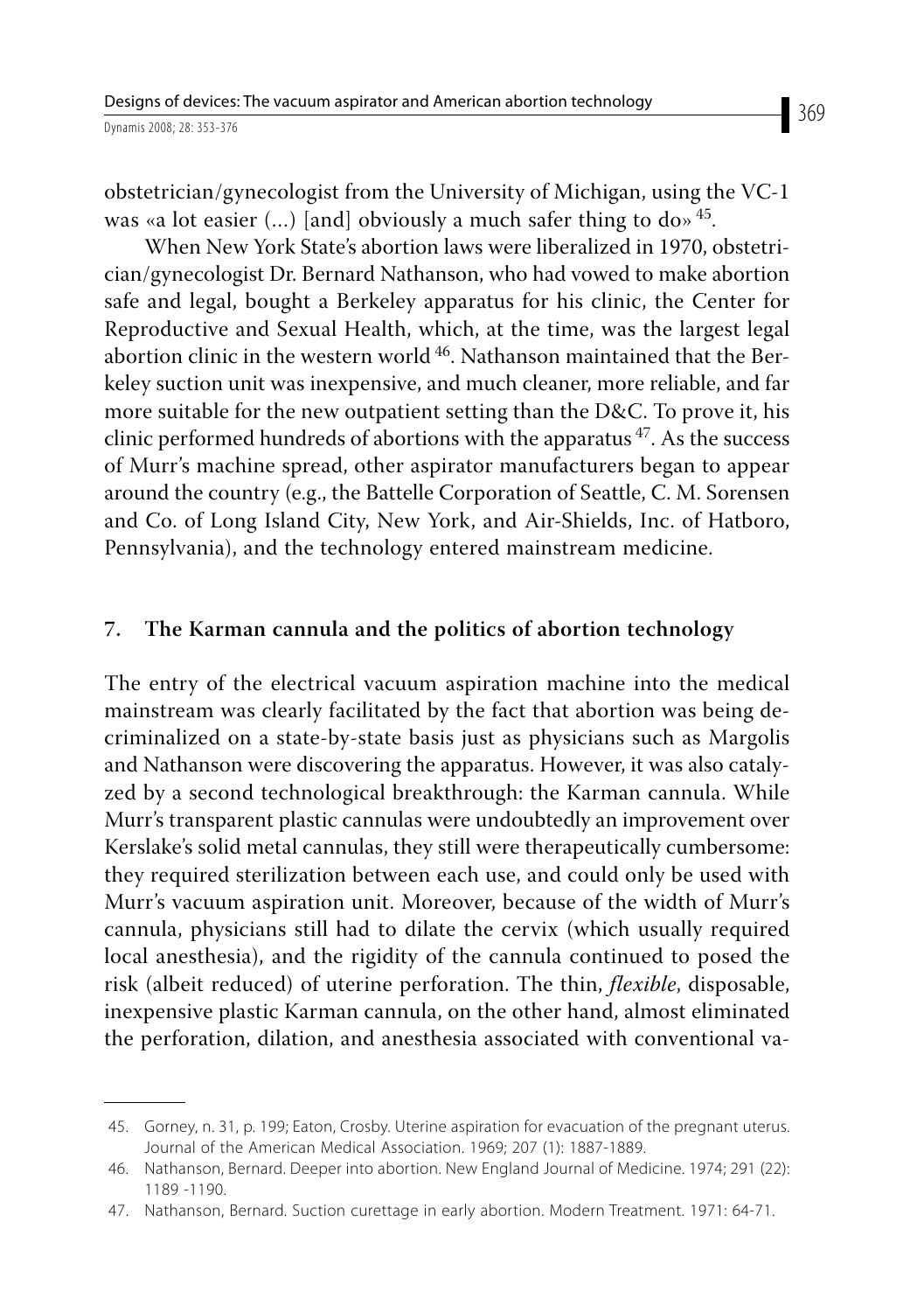obstetrician/gynecologist from the University of Michigan, using the VC-1 was «a lot easier (...) [and] obviously a much safer thing to do» [45].

When New York State's abortion laws were liberalized in 1970, obstetrician/gynecologist Dr. Bernard Nathanson, who had vowed to make abortion safe and legal, bought a Berkeley apparatus for his clinic, the Center for Reproductive and Sexual Health, which, at the time, was the largest legal abortion clinic in the western world [46]. Nathanson maintained that the Berkeley suction unit was inexpensive, and much cleaner, more reliable, and far more suitable for the new outpatient setting than the D&C. To prove it, his clinic performed hundreds of abortions with the apparatus [47]. As the success of Murr's machine spread, other aspirator manufacturers began to appear around the country (e.g., the Battelle Corporation of Seattle, C. M. Sorensen and Co. of Long Island City, New York, and Air-Shields, Inc. of Hatboro, Pennsylvania), and the technology entered mainstream medicine.

## 7. The Karman cannula and the politics of abortion technology

The entry of the electrical vacuum aspiration machine into the medical mainstream was clearly facilitated by the fact that abortion was being decriminalized on a state-by-state basis just as physicians such as Margolis and Nathanson were discovering the apparatus. However, it was also catalyzed by a second technological breakthrough: the Karman cannula. While Murr's transparent plastic cannulas were undoubtedly an improvement over Kerslake's solid metal cannulas, they still were therapeutically cumbersome: they required sterilization between each use, and could only be used with Murr's vacuum aspiration unit. Moreover, because of the width of Murr's cannula, physicians still had to dilate the cervix (which usually required local anesthesia), and the rigidity of the cannula continued to posed the risk (albeit reduced) of uterine perforation. The thin, *flexible*, disposable, inexpensive plastic Karman cannula, on the other hand, almost eliminated the perforation, dilation, and anesthesia associated with conventional va-

45. Gorney, n. 31, p. 199; Eaton, Crosby. Uterine aspiration for evacuation of the pregnant uterus. Journal of the American Medical Association. 1969; 207 (1): 1887-1889.

46. Nathanson, Bernard. Deeper into abortion. New England Journal of Medicine. 1974; 291 (22): 1189 -1190.

47. Nathanson, Bernard. Suction curettage in early abortion. Modern Treatment. 1971: 64-71.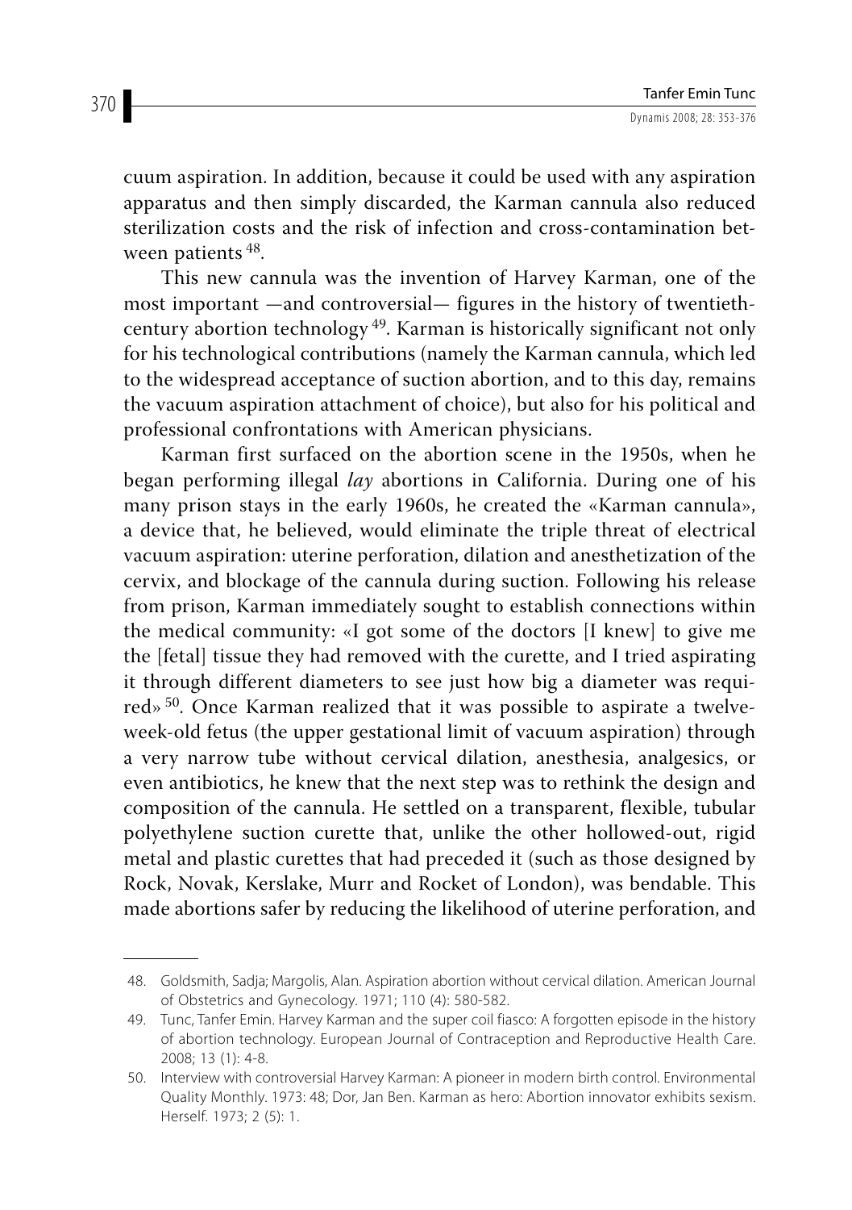cuum aspiration. In addition, because it could be used with any aspiration apparatus and then simply discarded, the Karman cannula also reduced sterilization costs and the risk of infection and cross-contamination between patients [48].

This new cannula was the invention of Harvey Karman, one of the most important —and controversial— figures in the history of twentieth-century abortion technology [49]. Karman is historically significant not only for his technological contributions (namely the Karman cannula, which led to the widespread acceptance of suction abortion, and to this day, remains the vacuum aspiration attachment of choice), but also for his political and professional confrontations with American physicians.

Karman first surfaced on the abortion scene in the 1950s, when he began performing illegal *lay* abortions in California. During one of his many prison stays in the early 1960s, he created the «Karman cannula», a device that, he believed, would eliminate the triple threat of electrical vacuum aspiration: uterine perforation, dilation and anesthetization of the cervix, and blockage of the cannula during suction. Following his release from prison, Karman immediately sought to establish connections within the medical community: «I got some of the doctors [I knew] to give me the [fetal] tissue they had removed with the curette, and I tried aspirating it through different diameters to see just how big a diameter was required» [50]. Once Karman realized that it was possible to aspirate a twelve-week-old fetus (the upper gestational limit of vacuum aspiration) through a very narrow tube without cervical dilation, anesthesia, analgesics, or even antibiotics, he knew that the next step was to rethink the design and composition of the cannula. He settled on a transparent, flexible, tubular polyethylene suction curette that, unlike the other hollowed-out, rigid metal and plastic curettes that had preceded it (such as those designed by Rock, Novak, Kerslake, Murr and Rocket of London), was bendable. This made abortions safer by reducing the likelihood of uterine perforation, and

48. Goldsmith, Sadja; Margolis, Alan. Aspiration abortion without cervical dilation. American Journal of Obstetrics and Gynecology. 1971; 110 (4): 580-582.

49. Tunc, Tanfer Emin. Harvey Karman and the super coil fiasco: A forgotten episode in the history of abortion technology. European Journal of Contraception and Reproductive Health Care. 2008; 13 (1): 4-8.

50. Interview with controversial Harvey Karman: A pioneer in modern birth control. Environmental Quality Monthly. 1973: 48; Dor, Jan Ben. Karman as hero: Abortion innovator exhibits sexism. Herself. 1973; 2 (5): 1.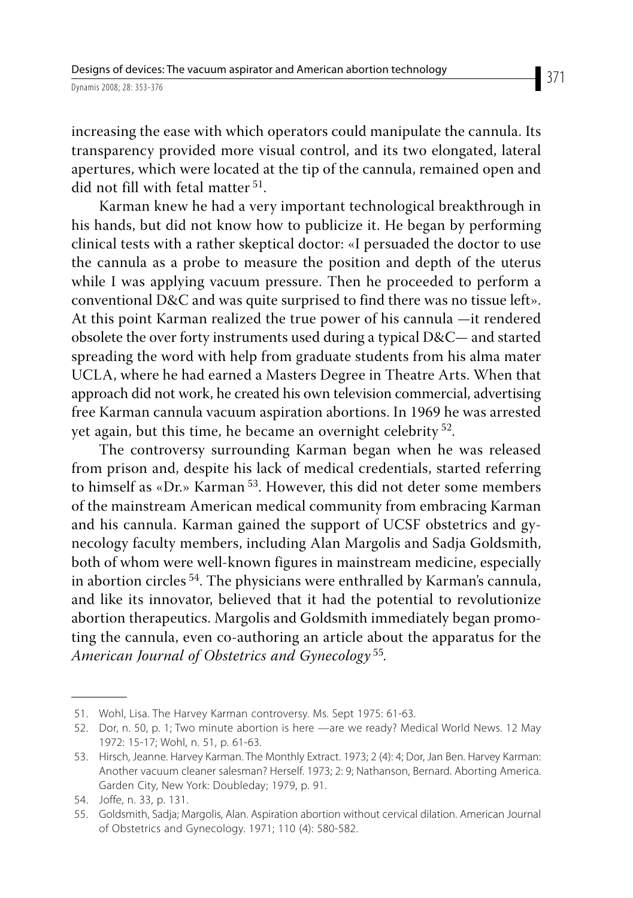increasing the ease with which operators could manipulate the cannula. Its transparency provided more visual control, and its two elongated, lateral apertures, which were located at the tip of the cannula, remained open and did not fill with fetal matter [51].

Karman knew he had a very important technological breakthrough in his hands, but did not know how to publicize it. He began by performing clinical tests with a rather skeptical doctor: «I persuaded the doctor to use the cannula as a probe to measure the position and depth of the uterus while I was applying vacuum pressure. Then he proceeded to perform a conventional D&C and was quite surprised to find there was no tissue left». At this point Karman realized the true power of his cannula —it rendered obsolete the over forty instruments used during a typical D&C— and started spreading the word with help from graduate students from his alma mater UCLA, where he had earned a Masters Degree in Theatre Arts. When that approach did not work, he created his own television commercial, advertising free Karman cannula vacuum aspiration abortions. In 1969 he was arrested yet again, but this time, he became an overnight celebrity [52].

The controversy surrounding Karman began when he was released from prison and, despite his lack of medical credentials, started referring to himself as «Dr.» Karman [53]. However, this did not deter some members of the mainstream American medical community from embracing Karman and his cannula. Karman gained the support of UCSF obstetrics and gynecology faculty members, including Alan Margolis and Sadja Goldsmith, both of whom were well-known figures in mainstream medicine, especially in abortion circles [54]. The physicians were enthralled by Karman's cannula, and like its innovator, believed that it had the potential to revolutionize abortion therapeutics. Margolis and Goldsmith immediately began promoting the cannula, even co-authoring an article about the apparatus for the *American Journal of Obstetrics and Gynecology* [55].

---

51. Wohl, Lisa. The Harvey Karman controversy. Ms. Sept 1975: 61-63.
52. Dor, n. 50, p. 1; Two minute abortion is here —are we ready? Medical World News. 12 May 1972: 15-17; Wohl, n. 51, p. 61-63.
53. Hirsch, Jeanne. Harvey Karman. The Monthly Extract. 1973; 2 (4): 4; Dor, Jan Ben. Harvey Karman: Another vacuum cleaner salesman? Herself. 1973; 2: 9; Nathanson, Bernard. Aborting America. Garden City, New York: Doubleday; 1979, p. 91.
54. Joffe, n. 33, p. 131.
55. Goldsmith, Sadja; Margolis, Alan. Aspiration abortion without cervical dilation. American Journal of Obstetrics and Gynecology. 1971; 110 (4): 580-582.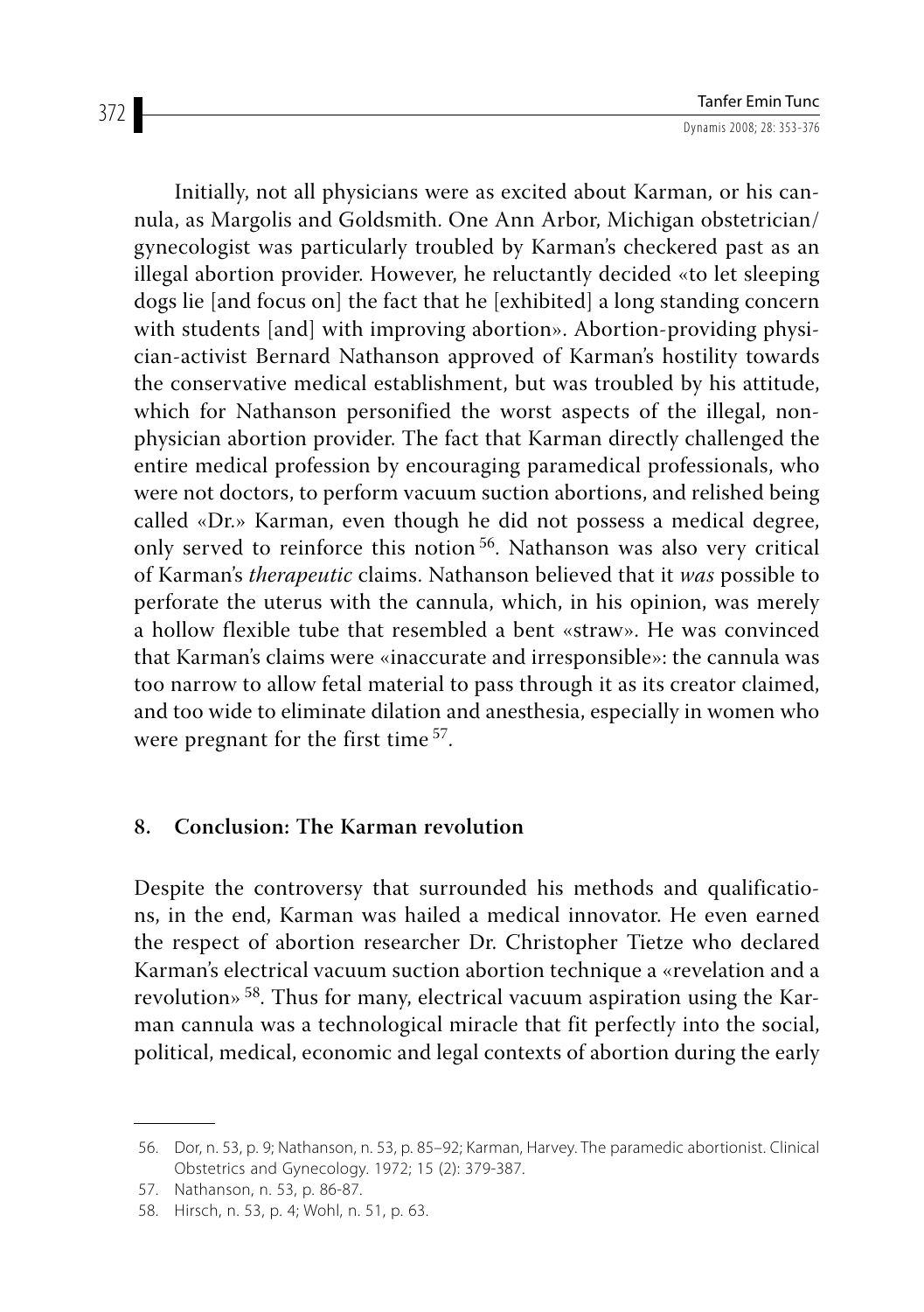Initially, not all physicians were as excited about Karman, or his cannula, as Margolis and Goldsmith. One Ann Arbor, Michigan obstetrician/gynecologist was particularly troubled by Karman's checkered past as an illegal abortion provider. However, he reluctantly decided «to let sleeping dogs lie [and focus on] the fact that he [exhibited] a long standing concern with students [and] with improving abortion». Abortion-providing physician-activist Bernard Nathanson approved of Karman's hostility towards the conservative medical establishment, but was troubled by his attitude, which for Nathanson personified the worst aspects of the illegal, non-physician abortion provider. The fact that Karman directly challenged the entire medical profession by encouraging paramedical professionals, who were not doctors, to perform vacuum suction abortions, and relished being called «Dr.» Karman, even though he did not possess a medical degree, only served to reinforce this notion [56]. Nathanson was also very critical of Karman's *therapeutic* claims. Nathanson believed that it *was* possible to perforate the uterus with the cannula, which, in his opinion, was merely a hollow flexible tube that resembled a bent «straw». He was convinced that Karman's claims were «inaccurate and irresponsible»: the cannula was too narrow to allow fetal material to pass through it as its creator claimed, and too wide to eliminate dilation and anesthesia, especially in women who were pregnant for the first time [57].

## 8. Conclusion: The Karman revolution

Despite the controversy that surrounded his methods and qualifications, in the end, Karman was hailed a medical innovator. He even earned the respect of abortion researcher Dr. Christopher Tietze who declared Karman's electrical vacuum suction abortion technique a «revelation and a revolution» [58]. Thus for many, electrical vacuum aspiration using the Karman cannula was a technological miracle that fit perfectly into the social, political, medical, economic and legal contexts of abortion during the early

---

56. Dor, n. 53, p. 9; Nathanson, n. 53, p. 85–92; Karman, Harvey. The paramedic abortionist. Clinical Obstetrics and Gynecology. 1972; 15 (2): 379-387.
57. Nathanson, n. 53, p. 86-87.
58. Hirsch, n. 53, p. 4; Wohl, n. 51, p. 63.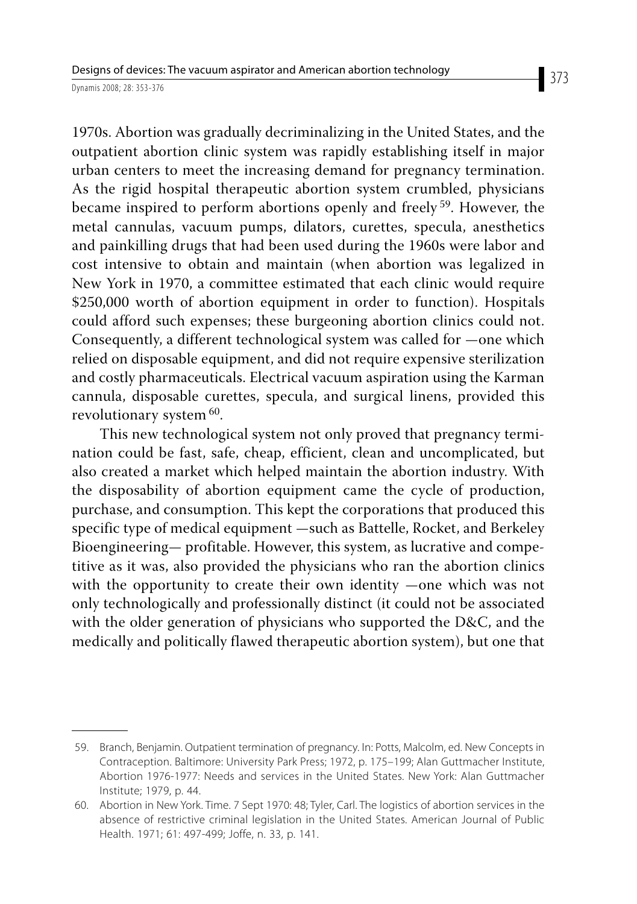1970s. Abortion was gradually decriminalizing in the United States, and the outpatient abortion clinic system was rapidly establishing itself in major urban centers to meet the increasing demand for pregnancy termination. As the rigid hospital therapeutic abortion system crumbled, physicians became inspired to perform abortions openly and freely [59]. However, the metal cannulas, vacuum pumps, dilators, curettes, specula, anesthetics and painkilling drugs that had been used during the 1960s were labor and cost intensive to obtain and maintain (when abortion was legalized in New York in 1970, a committee estimated that each clinic would require $250,000 worth of abortion equipment in order to function). Hospitals could afford such expenses; these burgeoning abortion clinics could not. Consequently, a different technological system was called for —one which relied on disposable equipment, and did not require expensive sterilization and costly pharmaceuticals. Electrical vacuum aspiration using the Karman cannula, disposable curettes, specula, and surgical linens, provided this revolutionary system [60].

This new technological system not only proved that pregnancy termination could be fast, safe, cheap, efficient, clean and uncomplicated, but also created a market which helped maintain the abortion industry. With the disposability of abortion equipment came the cycle of production, purchase, and consumption. This kept the corporations that produced this specific type of medical equipment —such as Battelle, Rocket, and Berkeley Bioengineering— profitable. However, this system, as lucrative and competitive as it was, also provided the physicians who ran the abortion clinics with the opportunity to create their own identity —one which was not only technologically and professionally distinct (it could not be associated with the older generation of physicians who supported the D&C, and the medically and politically flawed therapeutic abortion system), but one that

---

59. Branch, Benjamin. Outpatient termination of pregnancy. In: Potts, Malcolm, ed. New Concepts in Contraception. Baltimore: University Park Press; 1972, p. 175–199; Alan Guttmacher Institute, Abortion 1976-1977: Needs and services in the United States. New York: Alan Guttmacher Institute; 1979, p. 44.

60. Abortion in New York. Time. 7 Sept 1970: 48; Tyler, Carl. The logistics of abortion services in the absence of restrictive criminal legislation in the United States. American Journal of Public Health. 1971; 61: 497-499; Joffe, n. 33, p. 141.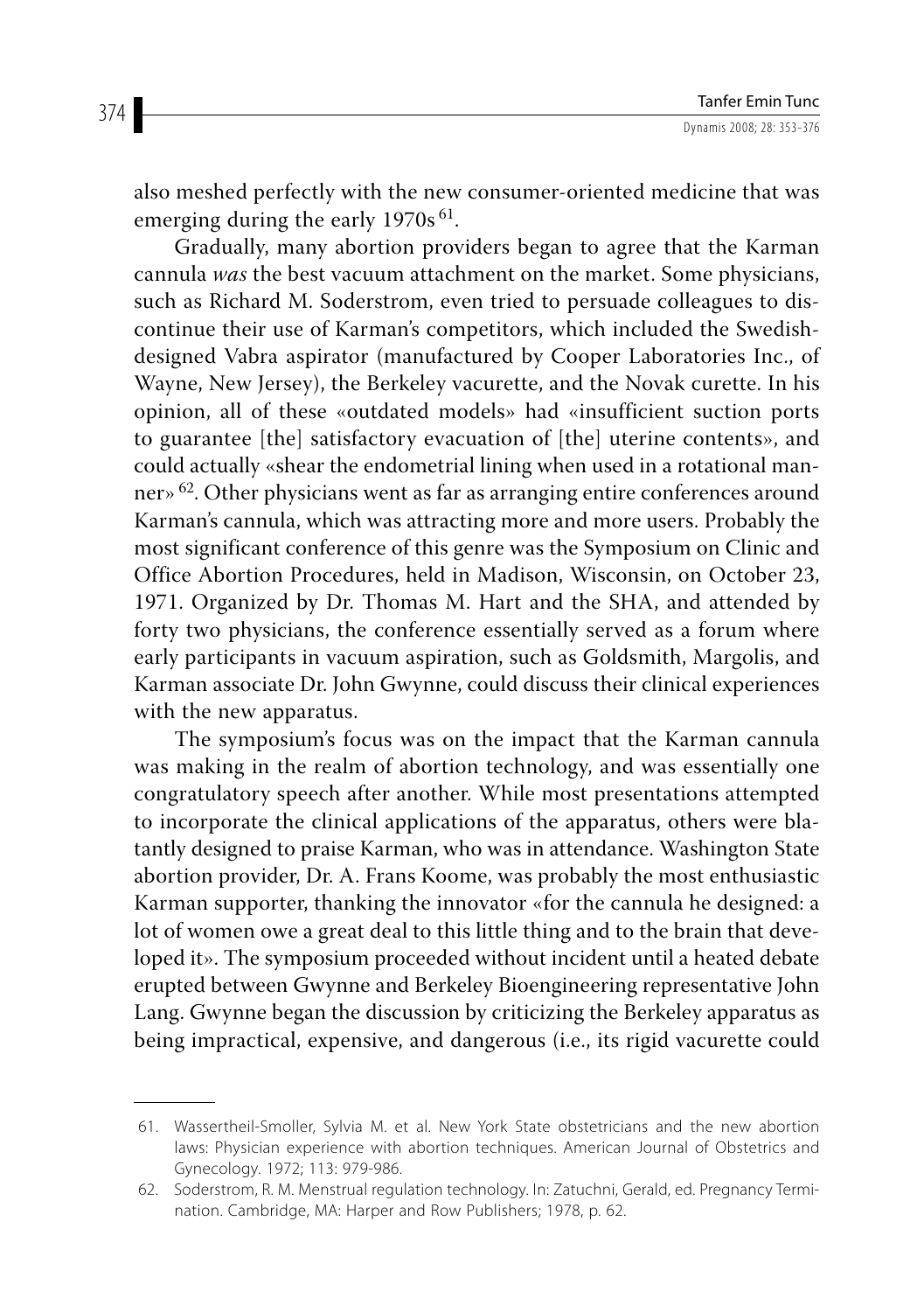also meshed perfectly with the new consumer-oriented medicine that was emerging during the early 1970s [61].

Gradually, many abortion providers began to agree that the Karman cannula *was* the best vacuum attachment on the market. Some physicians, such as Richard M. Soderstrom, even tried to persuade colleagues to discontinue their use of Karman's competitors, which included the Swedish-designed Vabra aspirator (manufactured by Cooper Laboratories Inc., of Wayne, New Jersey), the Berkeley vacurette, and the Novak curette. In his opinion, all of these «outdated models» had «insufficient suction ports to guarantee [the] satisfactory evacuation of [the] uterine contents», and could actually «shear the endometrial lining when used in a rotational manner» [62]. Other physicians went as far as arranging entire conferences around Karman's cannula, which was attracting more and more users. Probably the most significant conference of this genre was the Symposium on Clinic and Office Abortion Procedures, held in Madison, Wisconsin, on October 23, 1971. Organized by Dr. Thomas M. Hart and the SHA, and attended by forty two physicians, the conference essentially served as a forum where early participants in vacuum aspiration, such as Goldsmith, Margolis, and Karman associate Dr. John Gwynne, could discuss their clinical experiences with the new apparatus.

The symposium's focus was on the impact that the Karman cannula was making in the realm of abortion technology, and was essentially one congratulatory speech after another. While most presentations attempted to incorporate the clinical applications of the apparatus, others were blatantly designed to praise Karman, who was in attendance. Washington State abortion provider, Dr. A. Frans Koome, was probably the most enthusiastic Karman supporter, thanking the innovator «for the cannula he designed: a lot of women owe a great deal to this little thing and to the brain that developed it». The symposium proceeded without incident until a heated debate erupted between Gwynne and Berkeley Bioengineering representative John Lang. Gwynne began the discussion by criticizing the Berkeley apparatus as being impractical, expensive, and dangerous (i.e., its rigid vacurette could

---

61. Wassertheil-Smoller, Sylvia M. et al. New York State obstetricians and the new abortion laws: Physician experience with abortion techniques. American Journal of Obstetrics and Gynecology. 1972; 113: 979-986.

62. Soderstrom, R. M. Menstrual regulation technology. In: Zatuchni, Gerald, ed. Pregnancy Termination. Cambridge, MA: Harper and Row Publishers; 1978, p. 62.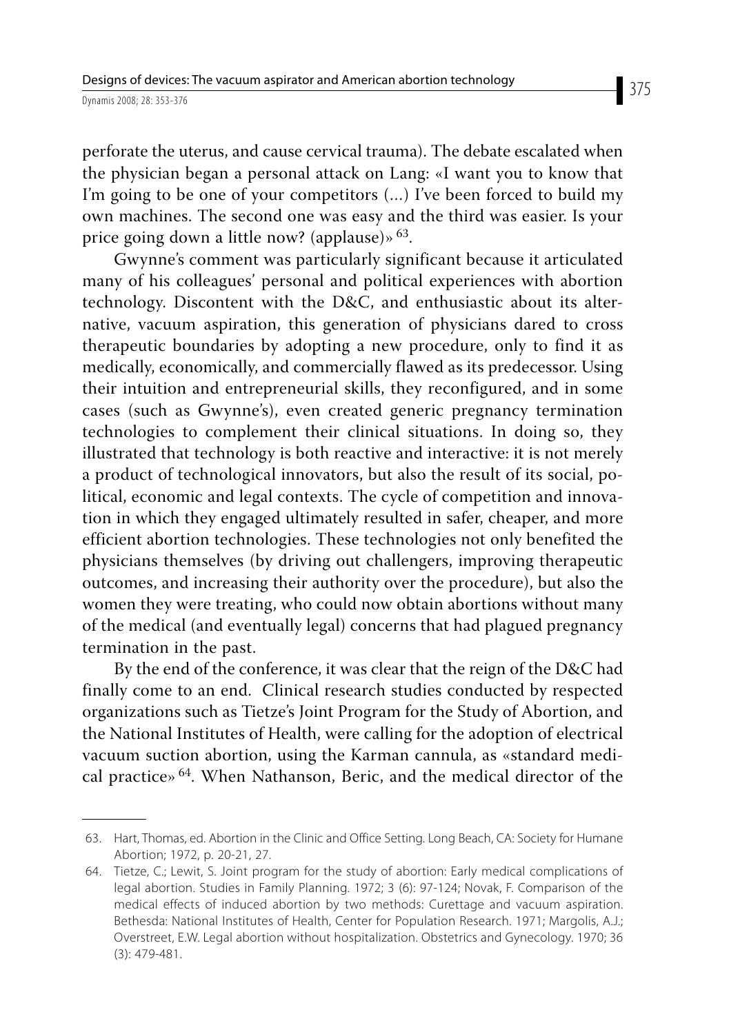perforate the uterus, and cause cervical trauma). The debate escalated when the physician began a personal attack on Lang: «I want you to know that I'm going to be one of your competitors (...) I've been forced to build my own machines. The second one was easy and the third was easier. Is your price going down a little now? (applause)» [63].

Gwynne's comment was particularly significant because it articulated many of his colleagues' personal and political experiences with abortion technology. Discontent with the D&C, and enthusiastic about its alternative, vacuum aspiration, this generation of physicians dared to cross therapeutic boundaries by adopting a new procedure, only to find it as medically, economically, and commercially flawed as its predecessor. Using their intuition and entrepreneurial skills, they reconfigured, and in some cases (such as Gwynne's), even created generic pregnancy termination technologies to complement their clinical situations. In doing so, they illustrated that technology is both reactive and interactive: it is not merely a product of technological innovators, but also the result of its social, political, economic and legal contexts. The cycle of competition and innovation in which they engaged ultimately resulted in safer, cheaper, and more efficient abortion technologies. These technologies not only benefited the physicians themselves (by driving out challengers, improving therapeutic outcomes, and increasing their authority over the procedure), but also the women they were treating, who could now obtain abortions without many of the medical (and eventually legal) concerns that had plagued pregnancy termination in the past.

By the end of the conference, it was clear that the reign of the D&C had finally come to an end. Clinical research studies conducted by respected organizations such as Tietze's Joint Program for the Study of Abortion, and the National Institutes of Health, were calling for the adoption of electrical vacuum suction abortion, using the Karman cannula, as «standard medical practice» [64]. When Nathanson, Beric, and the medical director of the

---

63. Hart, Thomas, ed. Abortion in the Clinic and Office Setting. Long Beach, CA: Society for Humane Abortion; 1972, p. 20-21, 27.

64. Tietze, C.; Lewit, S. Joint program for the study of abortion: Early medical complications of legal abortion. Studies in Family Planning. 1972; 3 (6): 97-124; Novak, F. Comparison of the medical effects of induced abortion by two methods: Curettage and vacuum aspiration. Bethesda: National Institutes of Health, Center for Population Research. 1971; Margolis, A.J.; Overstreet, E.W. Legal abortion without hospitalization. Obstetrics and Gynecology. 1970; 36 (3): 479-481.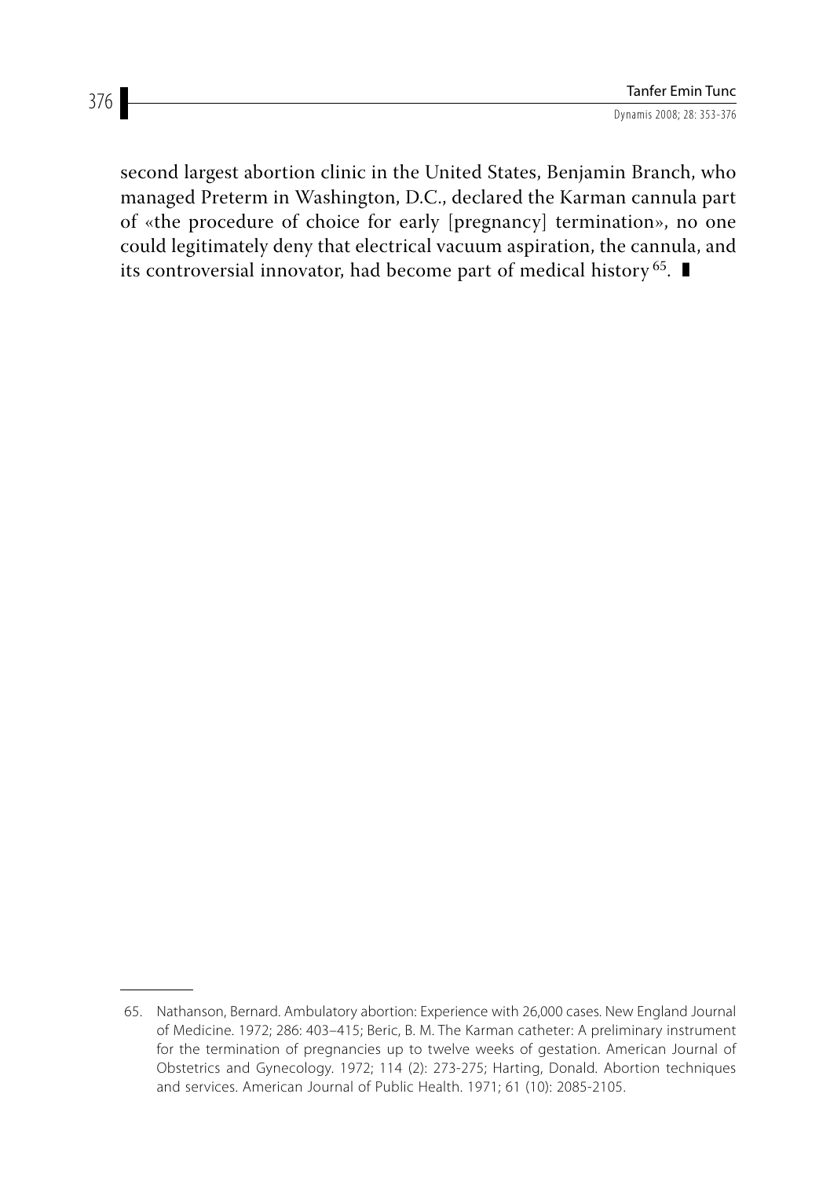second largest abortion clinic in the United States, Benjamin Branch, who managed Preterm in Washington, D.C., declared the Karman cannula part of «the procedure of choice for early [pregnancy] termination», no one could legitimately deny that electrical vacuum aspiration, the cannula, and its controversial innovator, had become part of medical history [65]. ∎

---

65. Nathanson, Bernard. Ambulatory abortion: Experience with 26,000 cases. New England Journal of Medicine. 1972; 286: 403–415; Beric, B. M. The Karman catheter: A preliminary instrument for the termination of pregnancies up to twelve weeks of gestation. American Journal of Obstetrics and Gynecology. 1972; 114 (2): 273-275; Harting, Donald. Abortion techniques and services. American Journal of Public Health. 1971; 61 (10): 2085-2105.